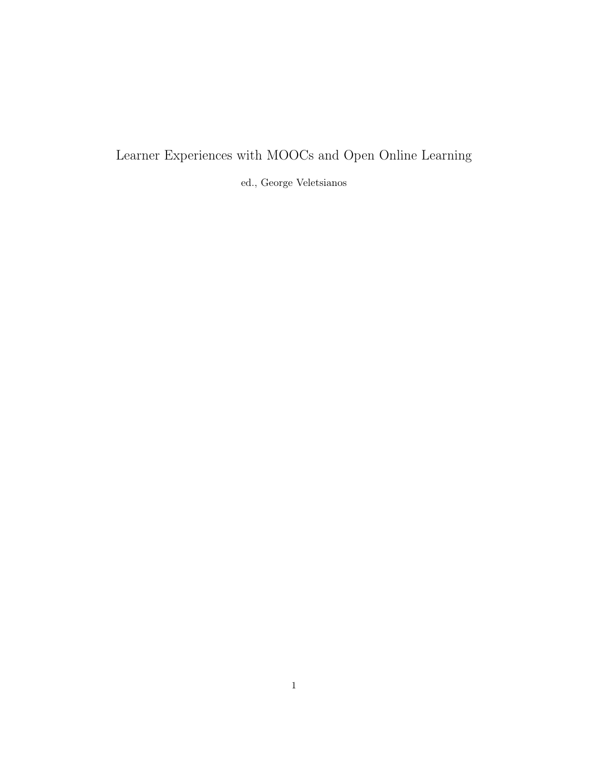# Learner Experiences with MOOCs and Open Online Learning

ed., George Veletsianos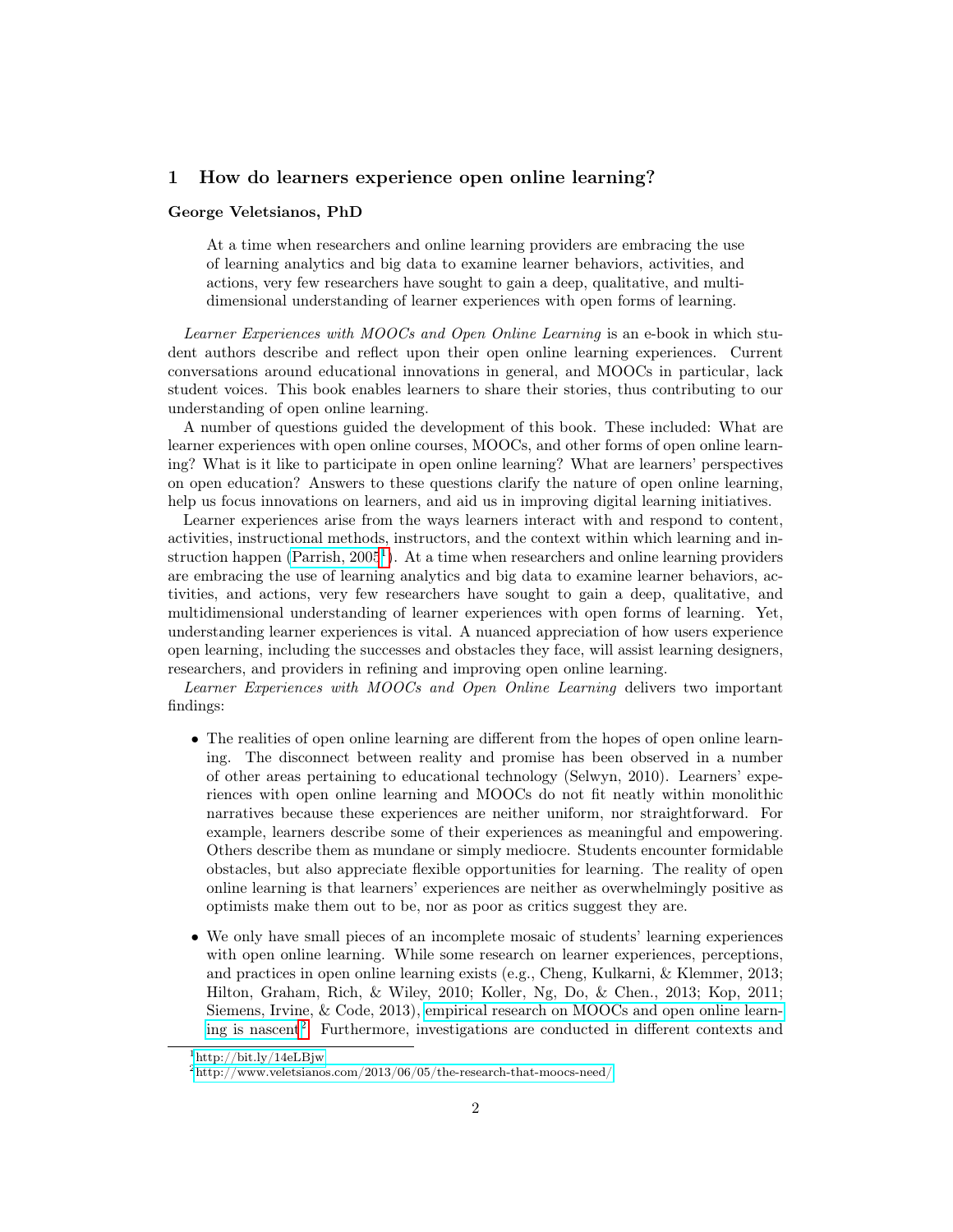# 1 How do learners experience open online learning?

**George Veletsianos, PhD**

> At a time when researchers and online learning providers are embracing the use of learning analytics and big data to examine learner behaviors, activities, and actions, very few researchers have sought to gain a deep, qualitative, and multi-dimensional understanding of learner experiences with open forms of learning.

*Learner Experiences with MOOCs and Open Online Learning* is an e-book in which student authors describe and reflect upon their open online learning experiences. Current conversations around educational innovations in general, and MOOCs in particular, lack student voices. This book enables learners to share their stories, thus contributing to our understanding of open online learning.

A number of questions guided the development of this book. These included: What are learner experiences with open online courses, MOOCs, and other forms of open online learning? What is it like to participate in open online learning? What are learners' perspectives on open education? Answers to these questions clarify the nature of open online learning, help us focus innovations on learners, and aid us in improving digital learning initiatives.

Learner experiences arise from the ways learners interact with and respond to content, activities, instructional methods, instructors, and the context within which learning and instruction happen (Parrish, 2005[1]). At a time when researchers and online learning providers are embracing the use of learning analytics and big data to examine learner behaviors, activities, and actions, very few researchers have sought to gain a deep, qualitative, and multidimensional understanding of learner experiences with open forms of learning. Yet, understanding learner experiences is vital. A nuanced appreciation of how users experience open learning, including the successes and obstacles they face, will assist learning designers, researchers, and providers in refining and improving open online learning.

*Learner Experiences with MOOCs and Open Online Learning* delivers two important findings:

- The realities of open online learning are different from the hopes of open online learning. The disconnect between reality and promise has been observed in a number of other areas pertaining to educational technology (Selwyn, 2010). Learners' experiences with open online learning and MOOCs do not fit neatly within monolithic narratives because these experiences are neither uniform, nor straightforward. For example, learners describe some of their experiences as meaningful and empowering. Others describe them as mundane or simply mediocre. Students encounter formidable obstacles, but also appreciate flexible opportunities for learning. The reality of open online learning is that learners' experiences are neither as overwhelmingly positive as optimists make them out to be, nor as poor as critics suggest they are.

- We only have small pieces of an incomplete mosaic of students' learning experiences with open online learning. While some research on learner experiences, perceptions, and practices in open online learning exists (e.g., Cheng, Kulkarni, & Klemmer, 2013; Hilton, Graham, Rich, & Wiley, 2010; Koller, Ng, Do, & Chen., 2013; Kop, 2011; Siemens, Irvine, & Code, 2013), empirical research on MOOCs and open online learning is nascent[2]. Furthermore, investigations are conducted in different contexts and

[1] http://bit.ly/14eLBjw

[2] http://www.veletsianos.com/2013/06/05/the-research-that-moocs-need/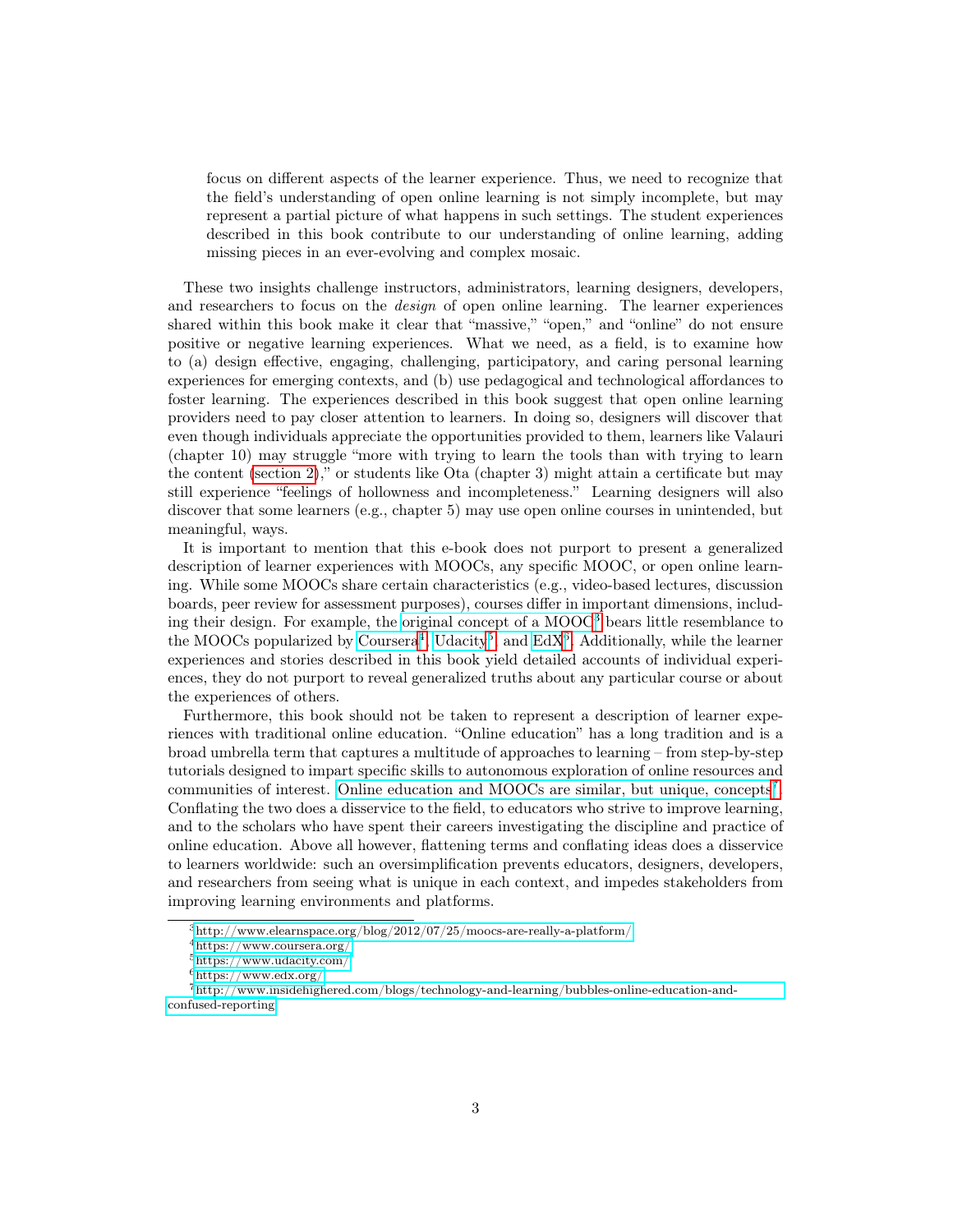focus on different aspects of the learner experience. Thus, we need to recognize that the field's understanding of open online learning is not simply incomplete, but may represent a partial picture of what happens in such settings. The student experiences described in this book contribute to our understanding of online learning, adding missing pieces in an ever-evolving and complex mosaic.

These two insights challenge instructors, administrators, learning designers, developers, and researchers to focus on the *design* of open online learning. The learner experiences shared within this book make it clear that "massive," "open," and "online" do not ensure positive or negative learning experiences. What we need, as a field, is to examine how to (a) design effective, engaging, challenging, participatory, and caring personal learning experiences for emerging contexts, and (b) use pedagogical and technological affordances to foster learning. The experiences described in this book suggest that open online learning providers need to pay closer attention to learners. In doing so, designers will discover that even though individuals appreciate the opportunities provided to them, learners like Valauri (chapter 10) may struggle "more with trying to learn the tools than with trying to learn the content (section 2)," or students like Ota (chapter 3) might attain a certificate but may still experience "feelings of hollowness and incompleteness." Learning designers will also discover that some learners (e.g., chapter 5) may use open online courses in unintended, but meaningful, ways.

It is important to mention that this e-book does not purport to present a generalized description of learner experiences with MOOCs, any specific MOOC, or open online learning. While some MOOCs share certain characteristics (e.g., video-based lectures, discussion boards, peer review for assessment purposes), courses differ in important dimensions, including their design. For example, the original concept of a MOOC[3] bears little resemblance to the MOOCs popularized by Coursera[4], Udacity[5], and EdX[6]. Additionally, while the learner experiences and stories described in this book yield detailed accounts of individual experiences, they do not purport to reveal generalized truths about any particular course or about the experiences of others.

Furthermore, this book should not be taken to represent a description of learner experiences with traditional online education. "Online education" has a long tradition and is a broad umbrella term that captures a multitude of approaches to learning – from step-by-step tutorials designed to impart specific skills to autonomous exploration of online resources and communities of interest. Online education and MOOCs are similar, but unique, concepts[7]. Conflating the two does a disservice to the field, to educators who strive to improve learning, and to the scholars who have spent their careers investigating the discipline and practice of online education. Above all however, flattening terms and conflating ideas does a disservice to learners worldwide: such an oversimplification prevents educators, designers, developers, and researchers from seeing what is unique in each context, and impedes stakeholders from improving learning environments and platforms.

---

[3] http://www.elearnspace.org/blog/2012/07/25/moocs-are-really-a-platform/

[4] https://www.coursera.org/

[5] https://www.udacity.com/

[6] https://www.edx.org/

[7] http://www.insidehighered.com/blogs/technology-and-learning/bubbles-online-education-and-confused-reporting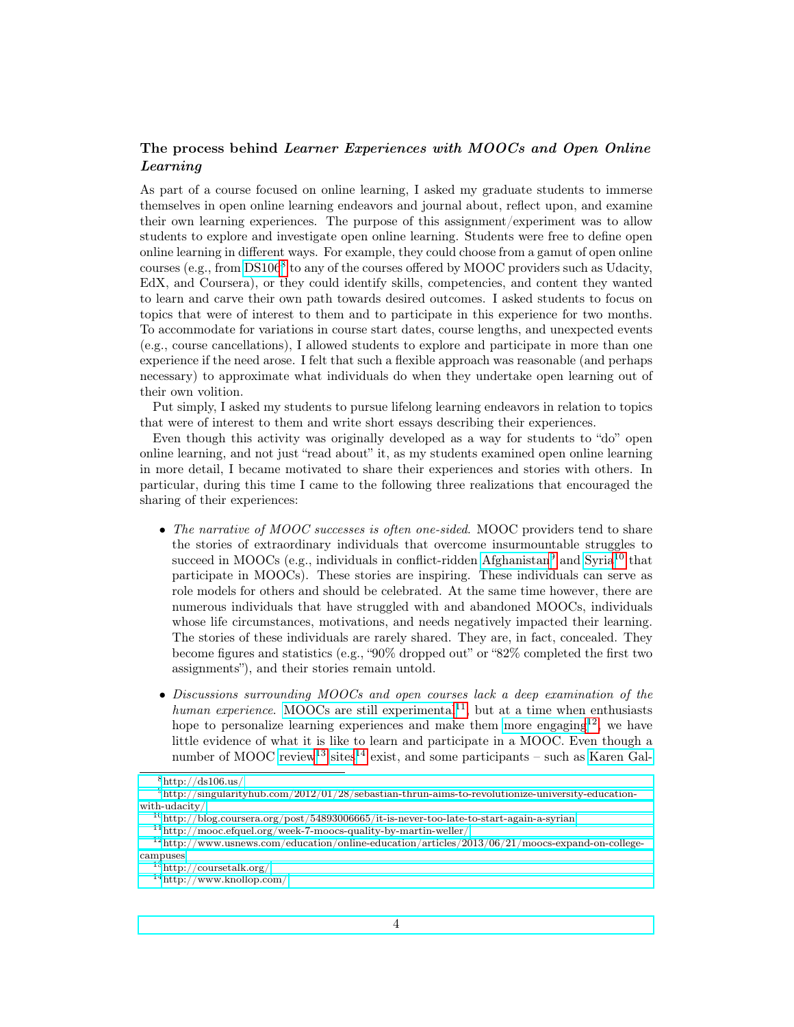### The process behind *Learner Experiences with MOOCs and Open Online Learning*

As part of a course focused on online learning, I asked my graduate students to immerse themselves in open online learning endeavors and journal about, reflect upon, and examine their own learning experiences. The purpose of this assignment/experiment was to allow students to explore and investigate open online learning. Students were free to define open online learning in different ways. For example, they could choose from a gamut of open online courses (e.g., from DS106[8] to any of the courses offered by MOOC providers such as Udacity, EdX, and Coursera), or they could identify skills, competencies, and content they wanted to learn and carve their own path towards desired outcomes. I asked students to focus on topics that were of interest to them and to participate in this experience for two months. To accommodate for variations in course start dates, course lengths, and unexpected events (e.g., course cancellations), I allowed students to explore and participate in more than one experience if the need arose. I felt that such a flexible approach was reasonable (and perhaps necessary) to approximate what individuals do when they undertake open learning out of their own volition.

Put simply, I asked my students to pursue lifelong learning endeavors in relation to topics that were of interest to them and write short essays describing their experiences.

Even though this activity was originally developed as a way for students to "do" open online learning, and not just "read about" it, as my students examined open online learning in more detail, I became motivated to share their experiences and stories with others. In particular, during this time I came to the following three realizations that encouraged the sharing of their experiences:

- *The narrative of MOOC successes is often one-sided.* MOOC providers tend to share the stories of extraordinary individuals that overcome insurmountable struggles to succeed in MOOCs (e.g., individuals in conflict-ridden Afghanistan[9] and Syria[10] that participate in MOOCs). These stories are inspiring. These individuals can serve as role models for others and should be celebrated. At the same time however, there are numerous individuals that have struggled with and abandoned MOOCs, individuals whose life circumstances, motivations, and needs negatively impacted their learning. The stories of these individuals are rarely shared. They are, in fact, concealed. They become figures and statistics (e.g., "90% dropped out" or "82% completed the first two assignments"), and their stories remain untold.

- *Discussions surrounding MOOCs and open courses lack a deep examination of the human experience.* MOOCs are still experimental[11], but at a time when enthusiasts hope to personalize learning experiences and make them more engaging[12], we have little evidence of what it is like to learn and participate in a MOOC. Even though a number of MOOC review[13] sites[14] exist, and some participants – such as Karen Gal-

---

[8] http://ds106.us/

[9] http://singularityhub.com/2012/01/28/sebastian-thrun-aims-to-revolutionize-university-education-with-udacity/

[10] http://blog.coursera.org/post/54893006665/it-is-never-too-late-to-start-again-a-syrian

[11] http://mooc.efquel.org/week-7-moocs-quality-by-martin-weller/

[12] http://www.usnews.com/education/online-education/articles/2013/06/21/moocs-expand-on-college-campuses

[13] http://coursetalk.org/

[14] http://www.knollop.com/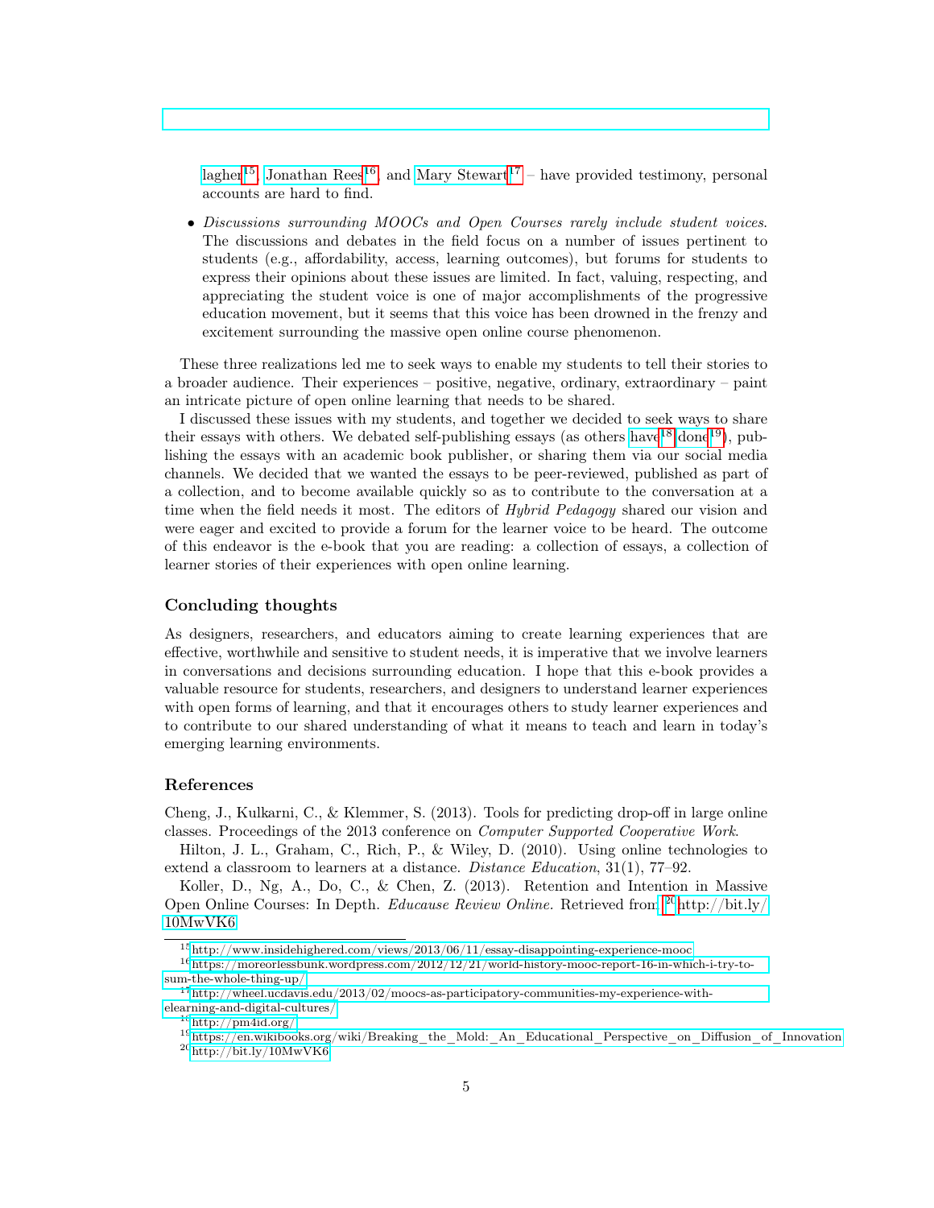lagher[15], Jonathan Rees[16], and Mary Stewart[17] – have provided testimony, personal accounts are hard to find.

- *Discussions surrounding MOOCs and Open Courses rarely include student voices.* The discussions and debates in the field focus on a number of issues pertinent to students (e.g., affordability, access, learning outcomes), but forums for students to express their opinions about these issues are limited. In fact, valuing, respecting, and appreciating the student voice is one of major accomplishments of the progressive education movement, but it seems that this voice has been drowned in the frenzy and excitement surrounding the massive open online course phenomenon.

These three realizations led me to seek ways to enable my students to tell their stories to a broader audience. Their experiences – positive, negative, ordinary, extraordinary – paint an intricate picture of open online learning that needs to be shared.

I discussed these issues with my students, and together we decided to seek ways to share their essays with others. We debated self-publishing essays (as others have[18] done[19]), publishing the essays with an academic book publisher, or sharing them via our social media channels. We decided that we wanted the essays to be peer-reviewed, published as part of a collection, and to become available quickly so as to contribute to the conversation at a time when the field needs it most. The editors of *Hybrid Pedagogy* shared our vision and were eager and excited to provide a forum for the learner voice to be heard. The outcome of this endeavor is the e-book that you are reading: a collection of essays, a collection of learner stories of their experiences with open online learning.

### Concluding thoughts

As designers, researchers, and educators aiming to create learning experiences that are effective, worthwhile and sensitive to student needs, it is imperative that we involve learners in conversations and decisions surrounding education. I hope that this e-book provides a valuable resource for students, researchers, and designers to understand learner experiences with open forms of learning, and that it encourages others to study learner experiences and to contribute to our shared understanding of what it means to teach and learn in today's emerging learning environments.

### References

Cheng, J., Kulkarni, C., & Klemmer, S. (2013). Tools for predicting drop-off in large online classes. Proceedings of the 2013 conference on *Computer Supported Cooperative Work*.

Hilton, J. L., Graham, C., Rich, P., & Wiley, D. (2010). Using online technologies to extend a classroom to learners at a distance. *Distance Education*, 31(1), 77–92.

Koller, D., Ng, A., Do, C., & Chen, Z. (2013). Retention and Intention in Massive Open Online Courses: In Depth. *Educause Review Online*. Retrieved from [20]http://bit.ly/10MwVK6

---

[15] http://www.insidehighered.com/views/2013/06/11/essay-disappointing-experience-mooc

[16] https://moreorlessbunk.wordpress.com/2012/12/21/world-history-mooc-report-16-in-which-i-try-to-sum-the-whole-thing-up/

[17] http://wheel.ucdavis.edu/2013/02/moocs-as-participatory-communities-my-experience-with-elearning-and-digital-cultures/

[18] http://pm4id.org/

[19] https://en.wikibooks.org/wiki/Breaking_the_Mold:_An_Educational_Perspective_on_Diffusion_of_Innovation

[20] http://bit.ly/10MwVK6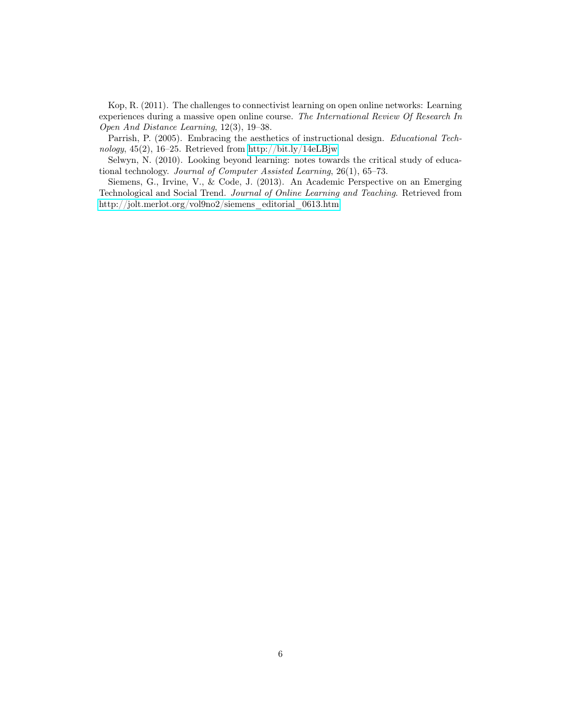Kop, R. (2011). The challenges to connectivist learning on open online networks: Learning experiences during a massive open online course. *The International Review Of Research In Open And Distance Learning*, 12(3), 19–38.

Parrish, P. (2005). Embracing the aesthetics of instructional design. *Educational Technology*, 45(2), 16–25. Retrieved from http://bit.ly/14eLBjw

Selwyn, N. (2010). Looking beyond learning: notes towards the critical study of educational technology. *Journal of Computer Assisted Learning*, 26(1), 65–73.

Siemens, G., Irvine, V., & Code, J. (2013). An Academic Perspective on an Emerging Technological and Social Trend. *Journal of Online Learning and Teaching*. Retrieved from http://jolt.merlot.org/vol9no2/siemens_editorial_0613.htm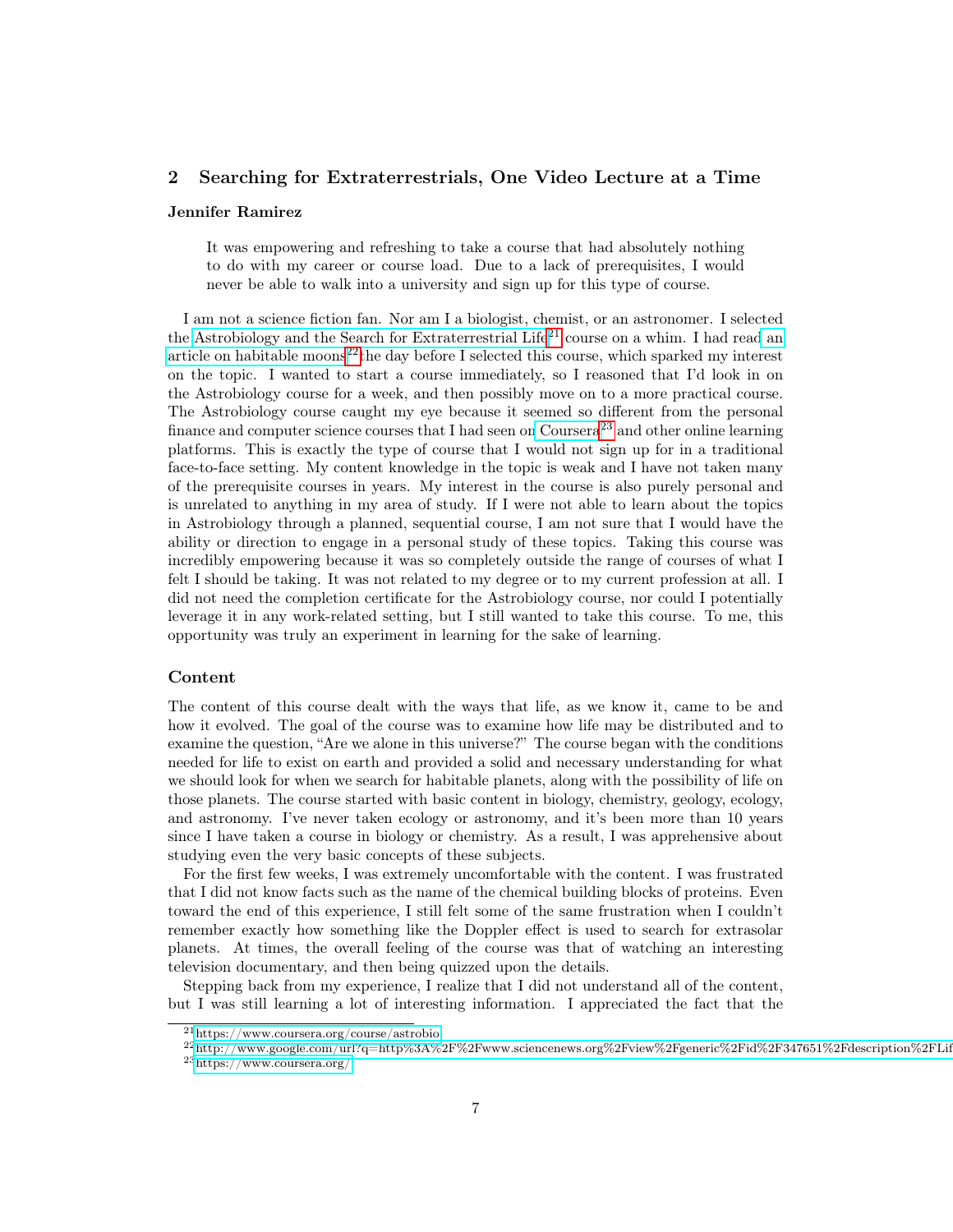## 2 Searching for Extraterrestrials, One Video Lecture at a Time

**Jennifer Ramirez**

> It was empowering and refreshing to take a course that had absolutely nothing to do with my career or course load. Due to a lack of prerequisites, I would never be able to walk into a university and sign up for this type of course.

I am not a science fiction fan. Nor am I a biologist, chemist, or an astronomer. I selected the Astrobiology and the Search for Extraterrestrial Life[21] course on a whim. I had read an article on habitable moons[22] the day before I selected this course, which sparked my interest on the topic. I wanted to start a course immediately, so I reasoned that I'd look in on the Astrobiology course for a week, and then possibly move on to a more practical course. The Astrobiology course caught my eye because it seemed so different from the personal finance and computer science courses that I had seen on Coursera[23] and other online learning platforms. This is exactly the type of course that I would not sign up for in a traditional face-to-face setting. My content knowledge in the topic is weak and I have not taken many of the prerequisite courses in years. My interest in the course is also purely personal and is unrelated to anything in my area of study. If I were not able to learn about the topics in Astrobiology through a planned, sequential course, I am not sure that I would have the ability or direction to engage in a personal study of these topics. Taking this course was incredibly empowering because it was so completely outside the range of courses of what I felt I should be taking. It was not related to my degree or to my current profession at all. I did not need the completion certificate for the Astrobiology course, nor could I potentially leverage it in any work-related setting, but I still wanted to take this course. To me, this opportunity was truly an experiment in learning for the sake of learning.

### Content

The content of this course dealt with the ways that life, as we know it, came to be and how it evolved. The goal of the course was to examine how life may be distributed and to examine the question, "Are we alone in this universe?" The course began with the conditions needed for life to exist on earth and provided a solid and necessary understanding for what we should look for when we search for habitable planets, along with the possibility of life on those planets. The course started with basic content in biology, chemistry, geology, ecology, and astronomy. I've never taken ecology or astronomy, and it's been more than 10 years since I have taken a course in biology or chemistry. As a result, I was apprehensive about studying even the very basic concepts of these subjects.

For the first few weeks, I was extremely uncomfortable with the content. I was frustrated that I did not know facts such as the name of the chemical building blocks of proteins. Even toward the end of this experience, I still felt some of the same frustration when I couldn't remember exactly how something like the Doppler effect is used to search for extrasolar planets. At times, the overall feeling of the course was that of watching an interesting television documentary, and then being quizzed upon the details.

Stepping back from my experience, I realize that I did not understand all of the content, but I was still learning a lot of interesting information. I appreciated the fact that the

---

[21] https://www.coursera.org/course/astrobio

[22] http://www.google.com/url?q=http%3A%2F%2Fwww.sciencenews.org%2Fview%2Fgeneric%2Fid%2F347651%2Fdescription%2FLif

[23] https://www.coursera.org/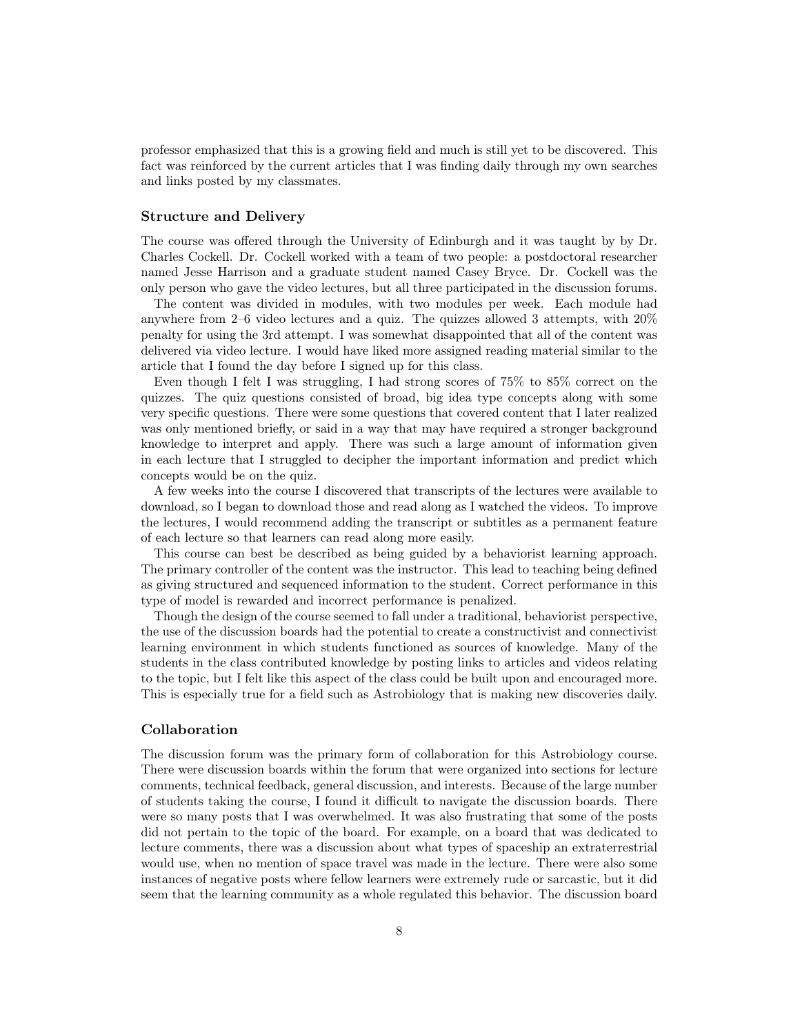professor emphasized that this is a growing field and much is still yet to be discovered. This fact was reinforced by the current articles that I was finding daily through my own searches and links posted by my classmates.

### Structure and Delivery

The course was offered through the University of Edinburgh and it was taught by by Dr. Charles Cockell. Dr. Cockell worked with a team of two people: a postdoctoral researcher named Jesse Harrison and a graduate student named Casey Bryce. Dr. Cockell was the only person who gave the video lectures, but all three participated in the discussion forums.

The content was divided in modules, with two modules per week. Each module had anywhere from 2–6 video lectures and a quiz. The quizzes allowed 3 attempts, with 20% penalty for using the 3rd attempt. I was somewhat disappointed that all of the content was delivered via video lecture. I would have liked more assigned reading material similar to the article that I found the day before I signed up for this class.

Even though I felt I was struggling, I had strong scores of 75% to 85% correct on the quizzes. The quiz questions consisted of broad, big idea type concepts along with some very specific questions. There were some questions that covered content that I later realized was only mentioned briefly, or said in a way that may have required a stronger background knowledge to interpret and apply. There was such a large amount of information given in each lecture that I struggled to decipher the important information and predict which concepts would be on the quiz.

A few weeks into the course I discovered that transcripts of the lectures were available to download, so I began to download those and read along as I watched the videos. To improve the lectures, I would recommend adding the transcript or subtitles as a permanent feature of each lecture so that learners can read along more easily.

This course can best be described as being guided by a behaviorist learning approach. The primary controller of the content was the instructor. This lead to teaching being defined as giving structured and sequenced information to the student. Correct performance in this type of model is rewarded and incorrect performance is penalized.

Though the design of the course seemed to fall under a traditional, behaviorist perspective, the use of the discussion boards had the potential to create a constructivist and connectivist learning environment in which students functioned as sources of knowledge. Many of the students in the class contributed knowledge by posting links to articles and videos relating to the topic, but I felt like this aspect of the class could be built upon and encouraged more. This is especially true for a field such as Astrobiology that is making new discoveries daily.

### Collaboration

The discussion forum was the primary form of collaboration for this Astrobiology course. There were discussion boards within the forum that were organized into sections for lecture comments, technical feedback, general discussion, and interests. Because of the large number of students taking the course, I found it difficult to navigate the discussion boards. There were so many posts that I was overwhelmed. It was also frustrating that some of the posts did not pertain to the topic of the board. For example, on a board that was dedicated to lecture comments, there was a discussion about what types of spaceship an extraterrestrial would use, when no mention of space travel was made in the lecture. There were also some instances of negative posts where fellow learners were extremely rude or sarcastic, but it did seem that the learning community as a whole regulated this behavior. The discussion board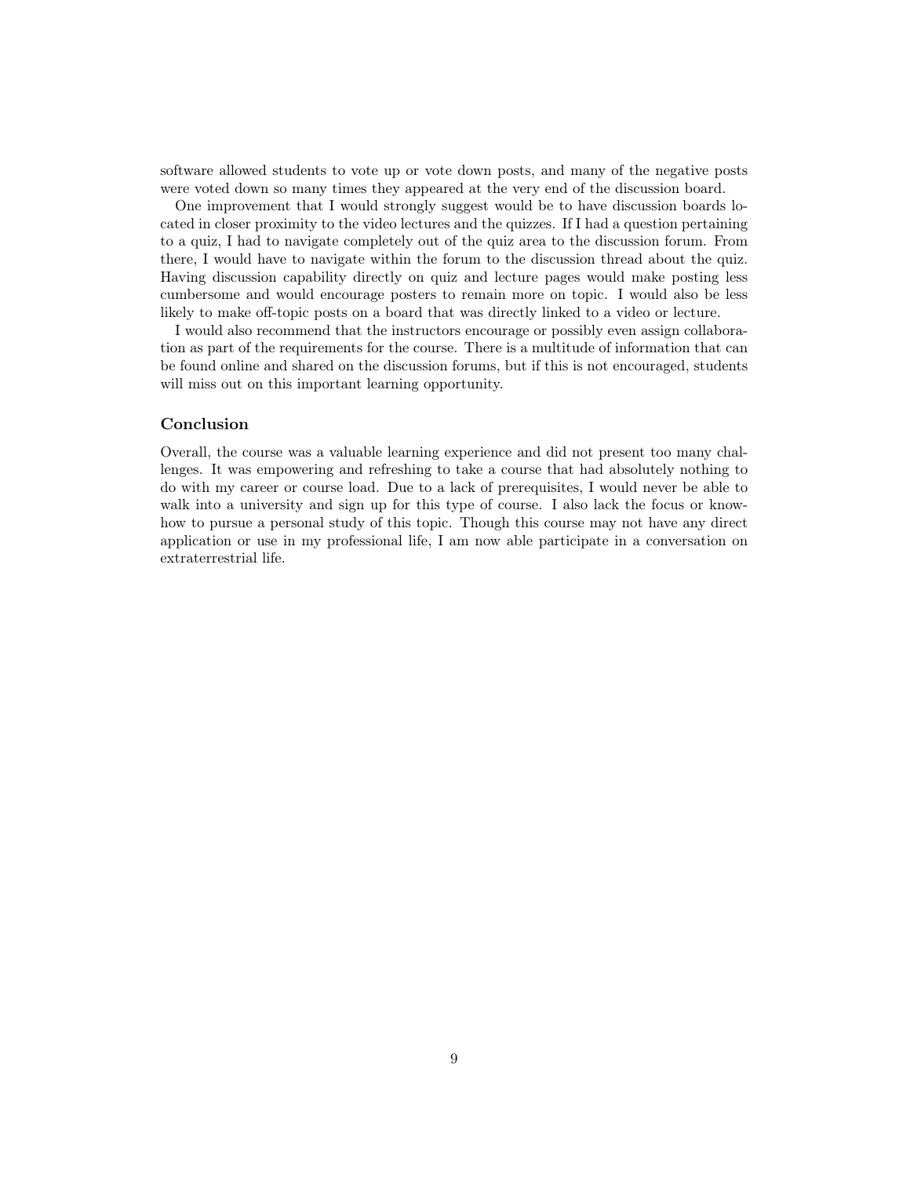software allowed students to vote up or vote down posts, and many of the negative posts were voted down so many times they appeared at the very end of the discussion board.

One improvement that I would strongly suggest would be to have discussion boards located in closer proximity to the video lectures and the quizzes. If I had a question pertaining to a quiz, I had to navigate completely out of the quiz area to the discussion forum. From there, I would have to navigate within the forum to the discussion thread about the quiz. Having discussion capability directly on quiz and lecture pages would make posting less cumbersome and would encourage posters to remain more on topic. I would also be less likely to make off-topic posts on a board that was directly linked to a video or lecture.

I would also recommend that the instructors encourage or possibly even assign collaboration as part of the requirements for the course. There is a multitude of information that can be found online and shared on the discussion forums, but if this is not encouraged, students will miss out on this important learning opportunity.

### Conclusion

Overall, the course was a valuable learning experience and did not present too many challenges. It was empowering and refreshing to take a course that had absolutely nothing to do with my career or course load. Due to a lack of prerequisites, I would never be able to walk into a university and sign up for this type of course. I also lack the focus or know-how to pursue a personal study of this topic. Though this course may not have any direct application or use in my professional life, I am now able participate in a conversation on extraterrestrial life.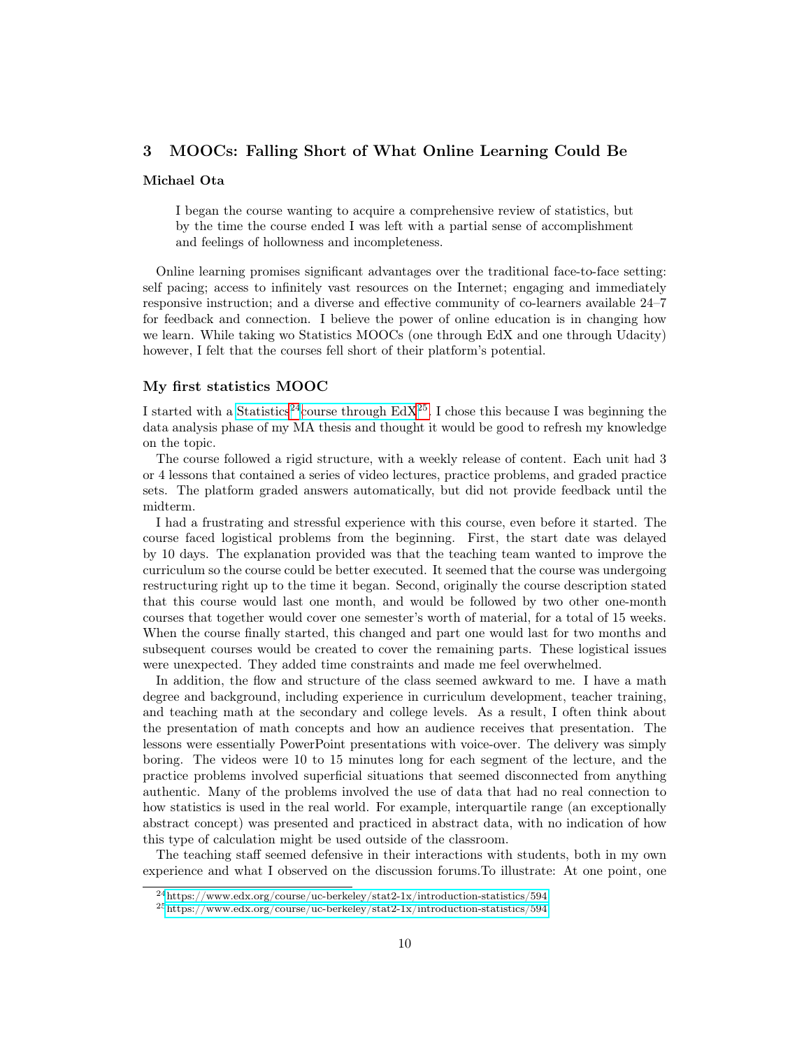## 3 MOOCs: Falling Short of What Online Learning Could Be

**Michael Ota**

> I began the course wanting to acquire a comprehensive review of statistics, but by the time the course ended I was left with a partial sense of accomplishment and feelings of hollowness and incompleteness.

Online learning promises significant advantages over the traditional face-to-face setting: self pacing; access to infinitely vast resources on the Internet; engaging and immediately responsive instruction; and a diverse and effective community of co-learners available 24–7 for feedback and connection. I believe the power of online education is in changing how we learn. While taking wo Statistics MOOCs (one through EdX and one through Udacity) however, I felt that the courses fell short of their platform's potential.

### My first statistics MOOC

I started with a Statistics[24] course through EdX[25]. I chose this because I was beginning the data analysis phase of my MA thesis and thought it would be good to refresh my knowledge on the topic.

The course followed a rigid structure, with a weekly release of content. Each unit had 3 or 4 lessons that contained a series of video lectures, practice problems, and graded practice sets. The platform graded answers automatically, but did not provide feedback until the midterm.

I had a frustrating and stressful experience with this course, even before it started. The course faced logistical problems from the beginning. First, the start date was delayed by 10 days. The explanation provided was that the teaching team wanted to improve the curriculum so the course could be better executed. It seemed that the course was undergoing restructuring right up to the time it began. Second, originally the course description stated that this course would last one month, and would be followed by two other one-month courses that together would cover one semester's worth of material, for a total of 15 weeks. When the course finally started, this changed and part one would last for two months and subsequent courses would be created to cover the remaining parts. These logistical issues were unexpected. They added time constraints and made me feel overwhelmed.

In addition, the flow and structure of the class seemed awkward to me. I have a math degree and background, including experience in curriculum development, teacher training, and teaching math at the secondary and college levels. As a result, I often think about the presentation of math concepts and how an audience receives that presentation. The lessons were essentially PowerPoint presentations with voice-over. The delivery was simply boring. The videos were 10 to 15 minutes long for each segment of the lecture, and the practice problems involved superficial situations that seemed disconnected from anything authentic. Many of the problems involved the use of data that had no real connection to how statistics is used in the real world. For example, interquartile range (an exceptionally abstract concept) was presented and practiced in abstract data, with no indication of how this type of calculation might be used outside of the classroom.

The teaching staff seemed defensive in their interactions with students, both in my own experience and what I observed on the discussion forums.To illustrate: At one point, one

[24] https://www.edx.org/course/uc-berkeley/stat2-1x/introduction-statistics/594

[25] https://www.edx.org/course/uc-berkeley/stat2-1x/introduction-statistics/594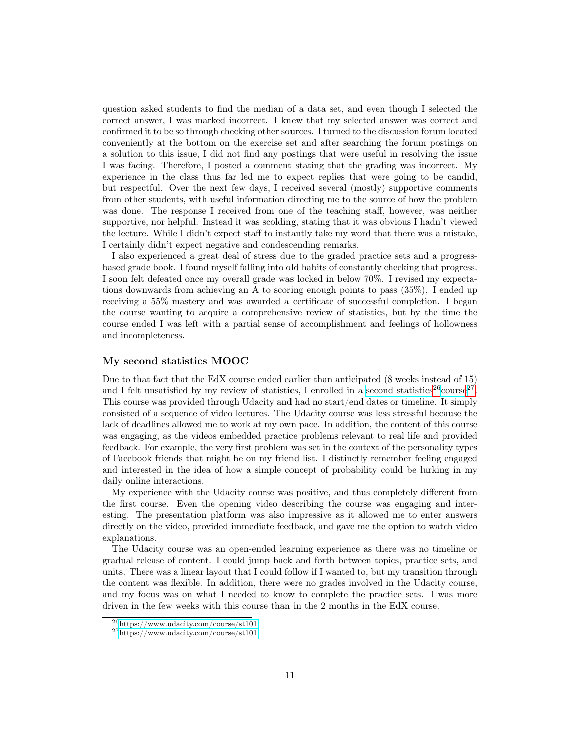question asked students to find the median of a data set, and even though I selected the correct answer, I was marked incorrect. I knew that my selected answer was correct and confirmed it to be so through checking other sources. I turned to the discussion forum located conveniently at the bottom on the exercise set and after searching the forum postings on a solution to this issue, I did not find any postings that were useful in resolving the issue I was facing. Therefore, I posted a comment stating that the grading was incorrect. My experience in the class thus far led me to expect replies that were going to be candid, but respectful. Over the next few days, I received several (mostly) supportive comments from other students, with useful information directing me to the source of how the problem was done. The response I received from one of the teaching staff, however, was neither supportive, nor helpful. Instead it was scolding, stating that it was obvious I hadn't viewed the lecture. While I didn't expect staff to instantly take my word that there was a mistake, I certainly didn't expect negative and condescending remarks.

I also experienced a great deal of stress due to the graded practice sets and a progress-based grade book. I found myself falling into old habits of constantly checking that progress. I soon felt defeated once my overall grade was locked in below 70%. I revised my expectations downwards from achieving an A to scoring enough points to pass (35%). I ended up receiving a 55% mastery and was awarded a certificate of successful completion. I began the course wanting to acquire a comprehensive review of statistics, but by the time the course ended I was left with a partial sense of accomplishment and feelings of hollowness and incompleteness.

### My second statistics MOOC

Due to that fact that the EdX course ended earlier than anticipated (8 weeks instead of 15) and I felt unsatisfied by my review of statistics, I enrolled in a second statistics[26] course[27]. This course was provided through Udacity and had no start/end dates or timeline. It simply consisted of a sequence of video lectures. The Udacity course was less stressful because the lack of deadlines allowed me to work at my own pace. In addition, the content of this course was engaging, as the videos embedded practice problems relevant to real life and provided feedback. For example, the very first problem was set in the context of the personality types of Facebook friends that might be on my friend list. I distinctly remember feeling engaged and interested in the idea of how a simple concept of probability could be lurking in my daily online interactions.

My experience with the Udacity course was positive, and thus completely different from the first course. Even the opening video describing the course was engaging and interesting. The presentation platform was also impressive as it allowed me to enter answers directly on the video, provided immediate feedback, and gave me the option to watch video explanations.

The Udacity course was an open-ended learning experience as there was no timeline or gradual release of content. I could jump back and forth between topics, practice sets, and units. There was a linear layout that I could follow if I wanted to, but my transition through the content was flexible. In addition, there were no grades involved in the Udacity course, and my focus was on what I needed to know to complete the practice sets. I was more driven in the few weeks with this course than in the 2 months in the EdX course.

[26] https://www.udacity.com/course/st101

[27] https://www.udacity.com/course/st101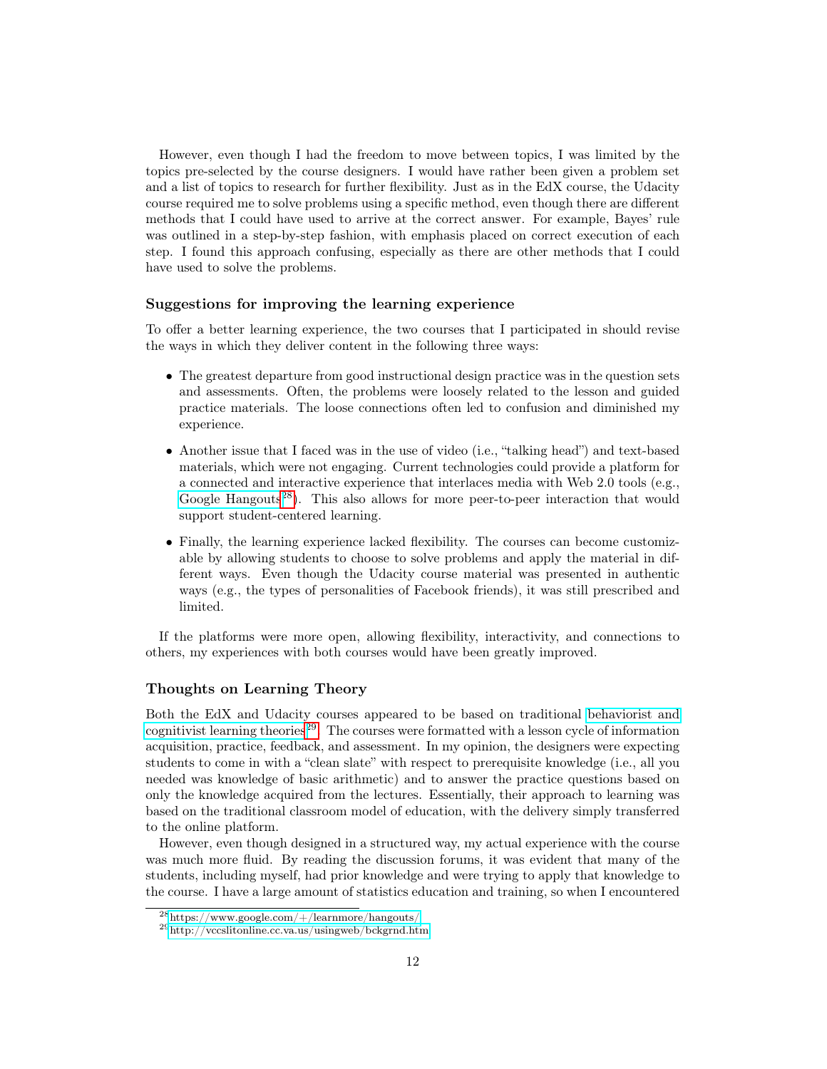However, even though I had the freedom to move between topics, I was limited by the topics pre-selected by the course designers. I would have rather been given a problem set and a list of topics to research for further flexibility. Just as in the EdX course, the Udacity course required me to solve problems using a specific method, even though there are different methods that I could have used to arrive at the correct answer. For example, Bayes' rule was outlined in a step-by-step fashion, with emphasis placed on correct execution of each step. I found this approach confusing, especially as there are other methods that I could have used to solve the problems.

### Suggestions for improving the learning experience

To offer a better learning experience, the two courses that I participated in should revise the ways in which they deliver content in the following three ways:

- The greatest departure from good instructional design practice was in the question sets and assessments. Often, the problems were loosely related to the lesson and guided practice materials. The loose connections often led to confusion and diminished my experience.
- Another issue that I faced was in the use of video (i.e., "talking head") and text-based materials, which were not engaging. Current technologies could provide a platform for a connected and interactive experience that interlaces media with Web 2.0 tools (e.g., Google Hangouts[28]). This also allows for more peer-to-peer interaction that would support student-centered learning.
- Finally, the learning experience lacked flexibility. The courses can become customizable by allowing students to choose to solve problems and apply the material in different ways. Even though the Udacity course material was presented in authentic ways (e.g., the types of personalities of Facebook friends), it was still prescribed and limited.

If the platforms were more open, allowing flexibility, interactivity, and connections to others, my experiences with both courses would have been greatly improved.

### Thoughts on Learning Theory

Both the EdX and Udacity courses appeared to be based on traditional behaviorist and cognitivist learning theories[29]. The courses were formatted with a lesson cycle of information acquisition, practice, feedback, and assessment. In my opinion, the designers were expecting students to come in with a "clean slate" with respect to prerequisite knowledge (i.e., all you needed was knowledge of basic arithmetic) and to answer the practice questions based on only the knowledge acquired from the lectures. Essentially, their approach to learning was based on the traditional classroom model of education, with the delivery simply transferred to the online platform.

However, even though designed in a structured way, my actual experience with the course was much more fluid. By reading the discussion forums, it was evident that many of the students, including myself, had prior knowledge and were trying to apply that knowledge to the course. I have a large amount of statistics education and training, so when I encountered

[28] https://www.google.com/+/learnmore/hangouts/
[29] http://vccslitonline.cc.va.us/usingweb/bckgrnd.htm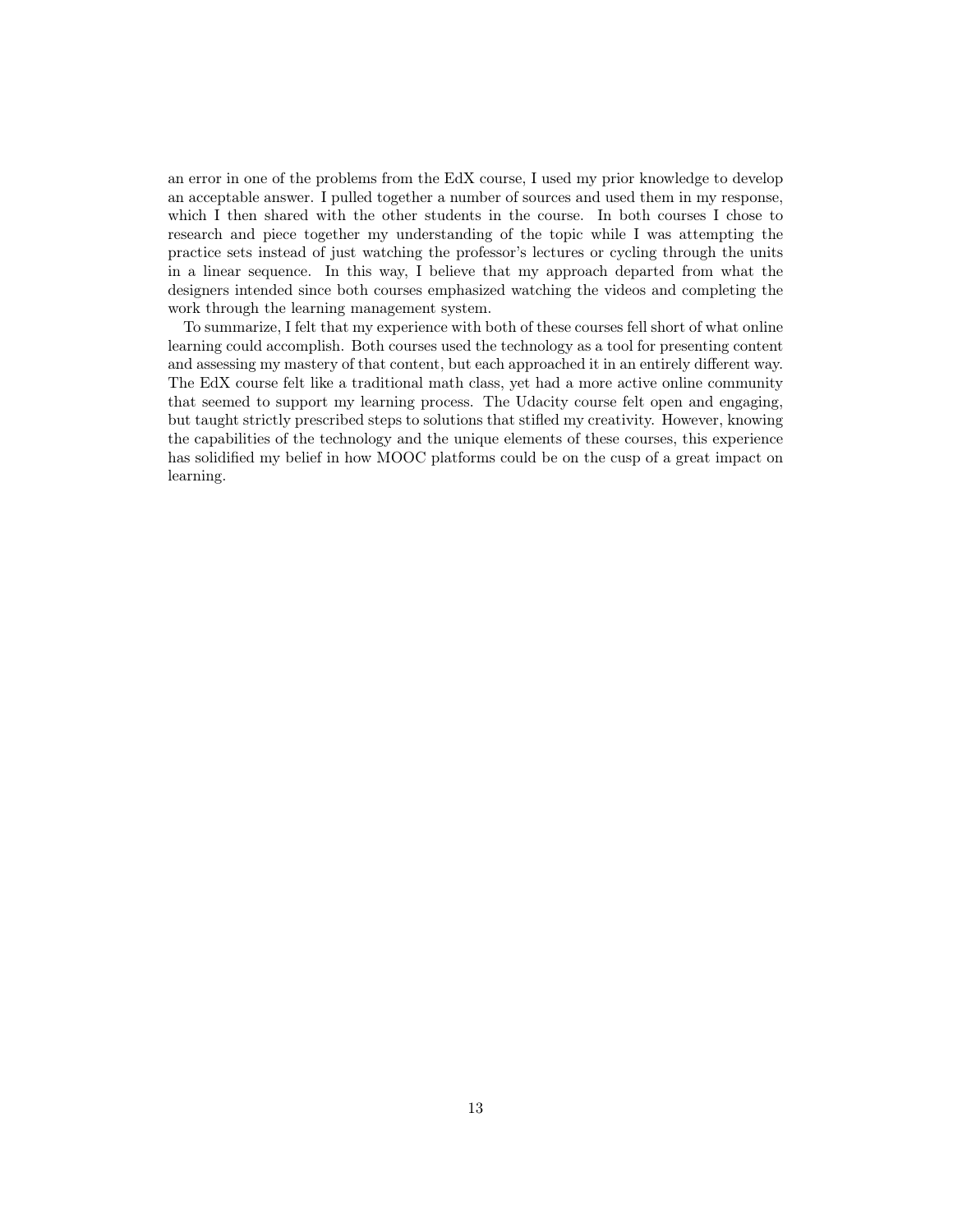an error in one of the problems from the EdX course, I used my prior knowledge to develop an acceptable answer. I pulled together a number of sources and used them in my response, which I then shared with the other students in the course. In both courses I chose to research and piece together my understanding of the topic while I was attempting the practice sets instead of just watching the professor's lectures or cycling through the units in a linear sequence. In this way, I believe that my approach departed from what the designers intended since both courses emphasized watching the videos and completing the work through the learning management system.

To summarize, I felt that my experience with both of these courses fell short of what online learning could accomplish. Both courses used the technology as a tool for presenting content and assessing my mastery of that content, but each approached it in an entirely different way. The EdX course felt like a traditional math class, yet had a more active online community that seemed to support my learning process. The Udacity course felt open and engaging, but taught strictly prescribed steps to solutions that stifled my creativity. However, knowing the capabilities of the technology and the unique elements of these courses, this experience has solidified my belief in how MOOC platforms could be on the cusp of a great impact on learning.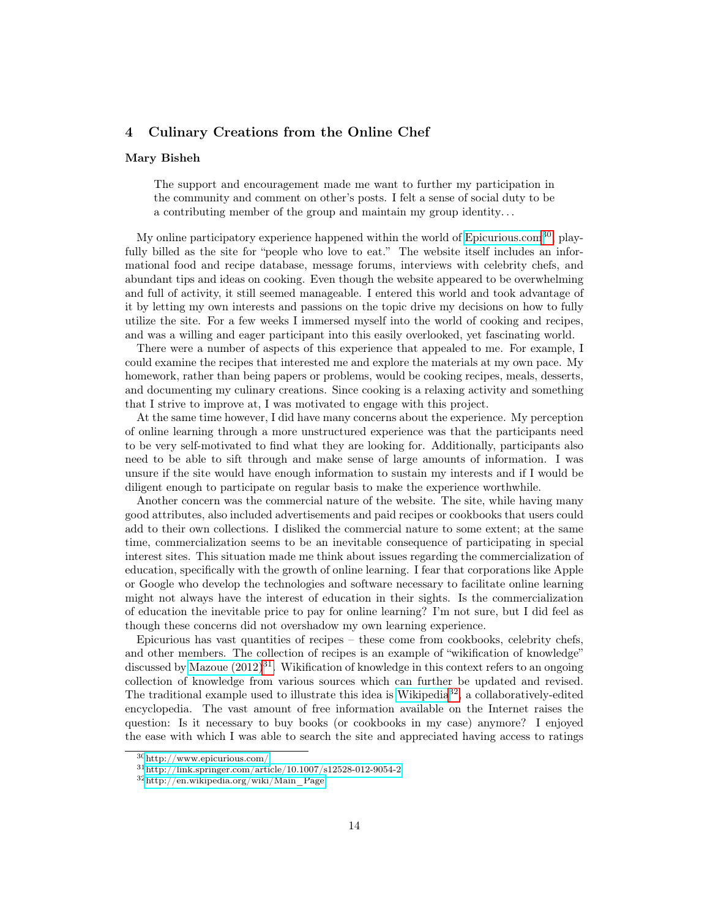## 4 Culinary Creations from the Online Chef

**Mary Bisheh**

> The support and encouragement made me want to further my participation in the community and comment on other's posts. I felt a sense of social duty to be a contributing member of the group and maintain my group identity. . .

My online participatory experience happened within the world of Epicurious.com[30], playfully billed as the site for "people who love to eat." The website itself includes an informational food and recipe database, message forums, interviews with celebrity chefs, and abundant tips and ideas on cooking. Even though the website appeared to be overwhelming and full of activity, it still seemed manageable. I entered this world and took advantage of it by letting my own interests and passions on the topic drive my decisions on how to fully utilize the site. For a few weeks I immersed myself into the world of cooking and recipes, and was a willing and eager participant into this easily overlooked, yet fascinating world.

There were a number of aspects of this experience that appealed to me. For example, I could examine the recipes that interested me and explore the materials at my own pace. My homework, rather than being papers or problems, would be cooking recipes, meals, desserts, and documenting my culinary creations. Since cooking is a relaxing activity and something that I strive to improve at, I was motivated to engage with this project.

At the same time however, I did have many concerns about the experience. My perception of online learning through a more unstructured experience was that the participants need to be very self-motivated to find what they are looking for. Additionally, participants also need to be able to sift through and make sense of large amounts of information. I was unsure if the site would have enough information to sustain my interests and if I would be diligent enough to participate on regular basis to make the experience worthwhile.

Another concern was the commercial nature of the website. The site, while having many good attributes, also included advertisements and paid recipes or cookbooks that users could add to their own collections. I disliked the commercial nature to some extent; at the same time, commercialization seems to be an inevitable consequence of participating in special interest sites. This situation made me think about issues regarding the commercialization of education, specifically with the growth of online learning. I fear that corporations like Apple or Google who develop the technologies and software necessary to facilitate online learning might not always have the interest of education in their sights. Is the commercialization of education the inevitable price to pay for online learning? I'm not sure, but I did feel as though these concerns did not overshadow my own learning experience.

Epicurious has vast quantities of recipes – these come from cookbooks, celebrity chefs, and other members. The collection of recipes is an example of "wikification of knowledge" discussed by Mazoue (2012)[31]. Wikification of knowledge in this context refers to an ongoing collection of knowledge from various sources which can further be updated and revised. The traditional example used to illustrate this idea is Wikipedia[32], a collaboratively-edited encyclopedia. The vast amount of free information available on the Internet raises the question: Is it necessary to buy books (or cookbooks in my case) anymore? I enjoyed the ease with which I was able to search the site and appreciated having access to ratings

---

[30] http://www.epicurious.com/

[31] http://link.springer.com/article/10.1007/s12528-012-9054-2

[32] http://en.wikipedia.org/wiki/Main_Page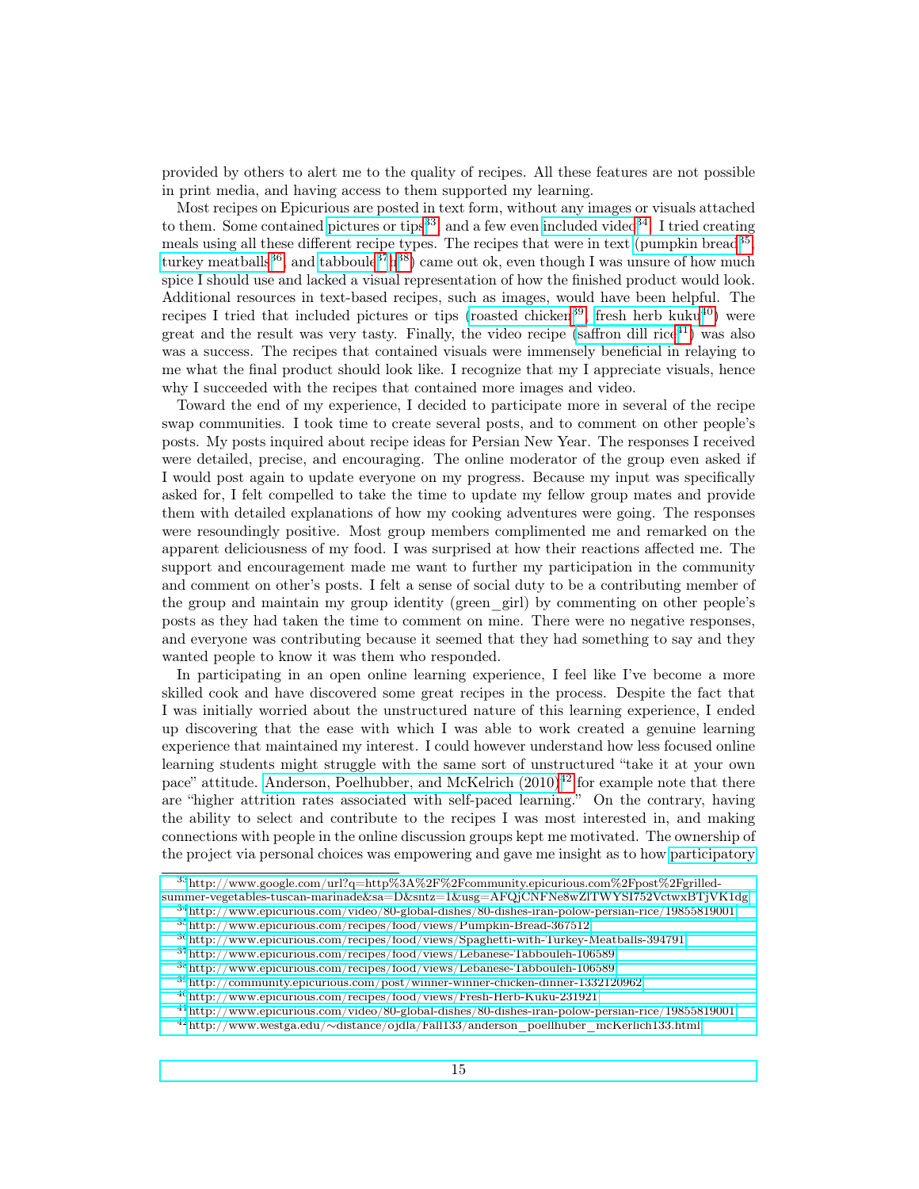provided by others to alert me to the quality of recipes. All these features are not possible in print media, and having access to them supported my learning.

Most recipes on Epicurious are posted in text form, without any images or visuals attached to them. Some contained pictures or tips[33] and a few even included video[34]. I tried creating meals using all these different recipe types. The recipes that were in text (pumpkin bread[35], turkey meatballs[36], and tabboule[37]h[38]) came out ok, even though I was unsure of how much spice I should use and lacked a visual representation of how the finished product would look. Additional resources in text-based recipes, such as images, would have been helpful. The recipes I tried that included pictures or tips (roasted chicken[39], fresh herb kuku[40]) were great and the result was very tasty. Finally, the video recipe (saffron dill rice[41]) was also was a success. The recipes that contained visuals were immensely beneficial in relaying to me what the final product should look like. I recognize that my I appreciate visuals, hence why I succeeded with the recipes that contained more images and video.

Toward the end of my experience, I decided to participate more in several of the recipe swap communities. I took time to create several posts, and to comment on other people's posts. My posts inquired about recipe ideas for Persian New Year. The responses I received were detailed, precise, and encouraging. The online moderator of the group even asked if I would post again to update everyone on my progress. Because my input was specifically asked for, I felt compelled to take the time to update my fellow group mates and provide them with detailed explanations of how my cooking adventures were going. The responses were resoundingly positive. Most group members complimented me and remarked on the apparent deliciousness of my food. I was surprised at how their reactions affected me. The support and encouragement made me want to further my participation in the community and comment on other's posts. I felt a sense of social duty to be a contributing member of the group and maintain my group identity (green_girl) by commenting on other people's posts as they had taken the time to comment on mine. There were no negative responses, and everyone was contributing because it seemed that they had something to say and they wanted people to know it was them who responded.

In participating in an open online learning experience, I feel like I've become a more skilled cook and have discovered some great recipes in the process. Despite the fact that I was initially worried about the unstructured nature of this learning experience, I ended up discovering that the ease with which I was able to work created a genuine learning experience that maintained my interest. I could however understand how less focused online learning students might struggle with the same sort of unstructured "take it at your own pace" attitude. Anderson, Poelhubber, and McKelrich (2010)[42] for example note that there are "higher attrition rates associated with self-paced learning." On the contrary, having the ability to select and contribute to the recipes I was most interested in, and making connections with people in the online discussion groups kept me motivated. The ownership of the project via personal choices was empowering and gave me insight as to how participatory

---

[33] http://www.google.com/url?q=http%3A%2F%2Fcommunity.epicurious.com%2Fpost%2Fgrilled-summer-vegetables-tuscan-marinade&sa=D&sntz=1&usg=AFQjCNFNe8wZlTWYSI752VctwxBTjVK1dg

[34] http://www.epicurious.com/video/80-global-dishes/80-dishes-iran-polow-persian-rice/19855819001

[35] http://www.epicurious.com/recipes/food/views/Pumpkin-Bread-367512

[36] http://www.epicurious.com/recipes/food/views/Spaghetti-with-Turkey-Meatballs-394791

[37] http://www.epicurious.com/recipes/food/views/Lebanese-Tabbouleh-106589

[38] http://www.epicurious.com/recipes/food/views/Lebanese-Tabbouleh-106589

[39] http://community.epicurious.com/post/winner-winner-chicken-dinner-1332120962

[40] http://www.epicurious.com/recipes/food/views/Fresh-Herb-Kuku-231921

[41] http://www.epicurious.com/video/80-global-dishes/80-dishes-iran-polow-persian-rice/19855819001

[42] http://www.westga.edu/~distance/ojdla/Fall133/anderson_poellhuber_mcKerlich133.html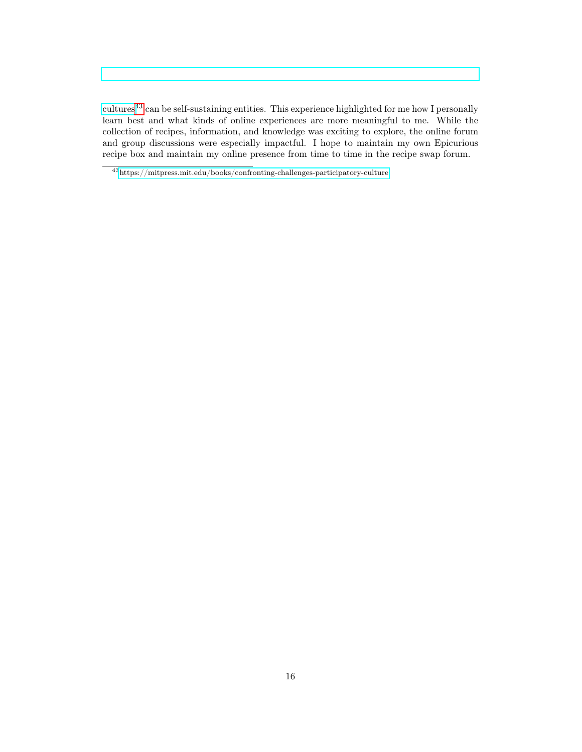cultures[43] can be self-sustaining entities. This experience highlighted for me how I personally learn best and what kinds of online experiences are more meaningful to me. While the collection of recipes, information, and knowledge was exciting to explore, the online forum and group discussions were especially impactful. I hope to maintain my own Epicurious recipe box and maintain my online presence from time to time in the recipe swap forum.

[43] https://mitpress.mit.edu/books/confronting-challenges-participatory-culture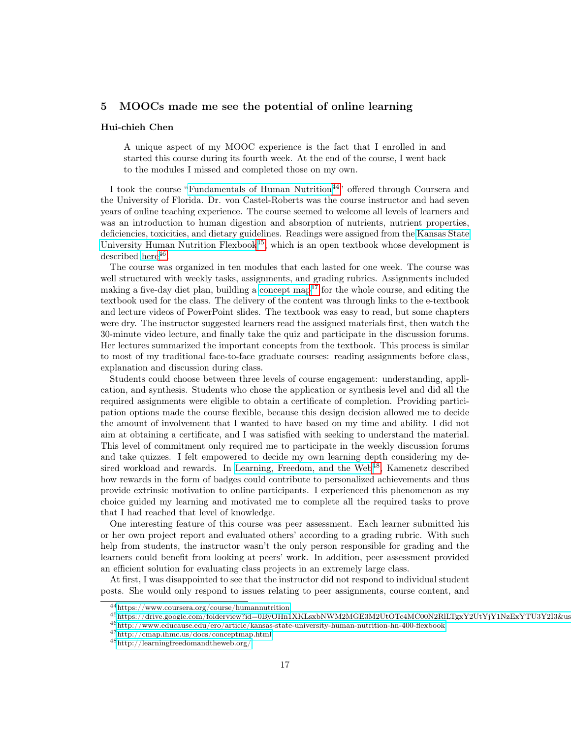## 5 MOOCs made me see the potential of online learning

**Hui-chieh Chen**

> A unique aspect of my MOOC experience is the fact that I enrolled in and started this course during its fourth week. At the end of the course, I went back to the modules I missed and completed those on my own.

I took the course "Fundamentals of Human Nutrition[44]" offered through Coursera and the University of Florida. Dr. von Castel-Roberts was the course instructor and had seven years of online teaching experience. The course seemed to welcome all levels of learners and was an introduction to human digestion and absorption of nutrients, nutrient properties, deficiencies, toxicities, and dietary guidelines. Readings were assigned from the Kansas State University Human Nutrition Flexbook[45], which is an open textbook whose development is described here[46].

The course was organized in ten modules that each lasted for one week. The course was well structured with weekly tasks, assignments, and grading rubrics. Assignments included making a five-day diet plan, building a concept map[47] for the whole course, and editing the textbook used for the class. The delivery of the content was through links to the e-textbook and lecture videos of PowerPoint slides. The textbook was easy to read, but some chapters were dry. The instructor suggested learners read the assigned materials first, then watch the 30-minute video lecture, and finally take the quiz and participate in the discussion forums. Her lectures summarized the important concepts from the textbook. This process is similar to most of my traditional face-to-face graduate courses: reading assignments before class, explanation and discussion during class.

Students could choose between three levels of course engagement: understanding, application, and synthesis. Students who chose the application or synthesis level and did all the required assignments were eligible to obtain a certificate of completion. Providing participation options made the course flexible, because this design decision allowed me to decide the amount of involvement that I wanted to have based on my time and ability. I did not aim at obtaining a certificate, and I was satisfied with seeking to understand the material. This level of commitment only required me to participate in the weekly discussion forums and take quizzes. I felt empowered to decide my own learning depth considering my desired workload and rewards. In Learning, Freedom, and the Web[48], Kamenetz described how rewards in the form of badges could contribute to personalized achievements and thus provide extrinsic motivation to online participants. I experienced this phenomenon as my choice guided my learning and motivated me to complete all the required tasks to prove that I had reached that level of knowledge.

One interesting feature of this course was peer assessment. Each learner submitted his or her own project report and evaluated others' according to a grading rubric. With such help from students, the instructor wasn't the only person responsible for grading and the learners could benefit from looking at peers' work. In addition, peer assessment provided an efficient solution for evaluating class projects in an extremely large class.

At first, I was disappointed to see that the instructor did not respond to individual student posts. She would only respond to issues relating to peer assignments, course content, and

---

[44] https://www.coursera.org/course/humannutrition

[45] https://drive.google.com/folderview?id=0ByOHn1XKLsxbNWM2MGE3M2UtOTc4MC00N2RlLTgxY2UtYjY1NzExYTU3Y2I3&us

[46] http://www.educause.edu/ero/article/kansas-state-university-human-nutrition-hn-400-flexbook

[47] http://cmap.ihmc.us/docs/conceptmap.html

[48] http://learningfreedomandtheweb.org/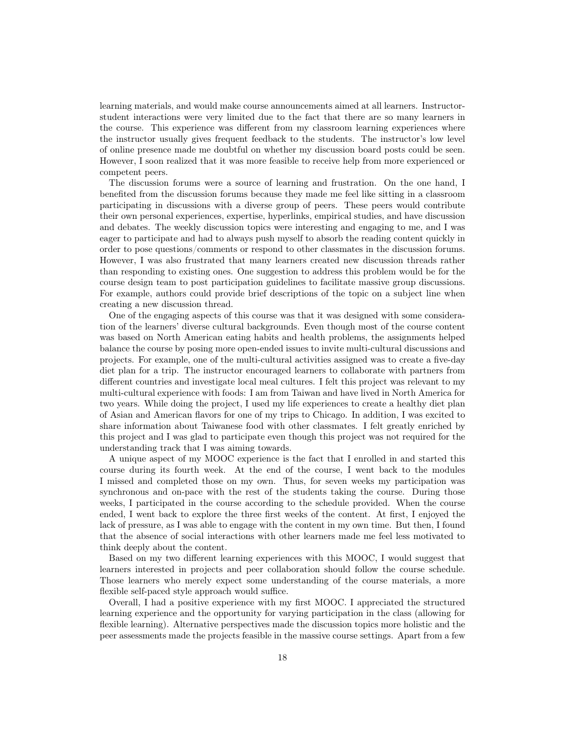learning materials, and would make course announcements aimed at all learners. Instructor-student interactions were very limited due to the fact that there are so many learners in the course. This experience was different from my classroom learning experiences where the instructor usually gives frequent feedback to the students. The instructor's low level of online presence made me doubtful on whether my discussion board posts could be seen. However, I soon realized that it was more feasible to receive help from more experienced or competent peers.

The discussion forums were a source of learning and frustration. On the one hand, I benefited from the discussion forums because they made me feel like sitting in a classroom participating in discussions with a diverse group of peers. These peers would contribute their own personal experiences, expertise, hyperlinks, empirical studies, and have discussion and debates. The weekly discussion topics were interesting and engaging to me, and I was eager to participate and had to always push myself to absorb the reading content quickly in order to pose questions/comments or respond to other classmates in the discussion forums. However, I was also frustrated that many learners created new discussion threads rather than responding to existing ones. One suggestion to address this problem would be for the course design team to post participation guidelines to facilitate massive group discussions. For example, authors could provide brief descriptions of the topic on a subject line when creating a new discussion thread.

One of the engaging aspects of this course was that it was designed with some consideration of the learners' diverse cultural backgrounds. Even though most of the course content was based on North American eating habits and health problems, the assignments helped balance the course by posing more open-ended issues to invite multi-cultural discussions and projects. For example, one of the multi-cultural activities assigned was to create a five-day diet plan for a trip. The instructor encouraged learners to collaborate with partners from different countries and investigate local meal cultures. I felt this project was relevant to my multi-cultural experience with foods: I am from Taiwan and have lived in North America for two years. While doing the project, I used my life experiences to create a healthy diet plan of Asian and American flavors for one of my trips to Chicago. In addition, I was excited to share information about Taiwanese food with other classmates. I felt greatly enriched by this project and I was glad to participate even though this project was not required for the understanding track that I was aiming towards.

A unique aspect of my MOOC experience is the fact that I enrolled in and started this course during its fourth week. At the end of the course, I went back to the modules I missed and completed those on my own. Thus, for seven weeks my participation was synchronous and on-pace with the rest of the students taking the course. During those weeks, I participated in the course according to the schedule provided. When the course ended, I went back to explore the three first weeks of the content. At first, I enjoyed the lack of pressure, as I was able to engage with the content in my own time. But then, I found that the absence of social interactions with other learners made me feel less motivated to think deeply about the content.

Based on my two different learning experiences with this MOOC, I would suggest that learners interested in projects and peer collaboration should follow the course schedule. Those learners who merely expect some understanding of the course materials, a more flexible self-paced style approach would suffice.

Overall, I had a positive experience with my first MOOC. I appreciated the structured learning experience and the opportunity for varying participation in the class (allowing for flexible learning). Alternative perspectives made the discussion topics more holistic and the peer assessments made the projects feasible in the massive course settings. Apart from a few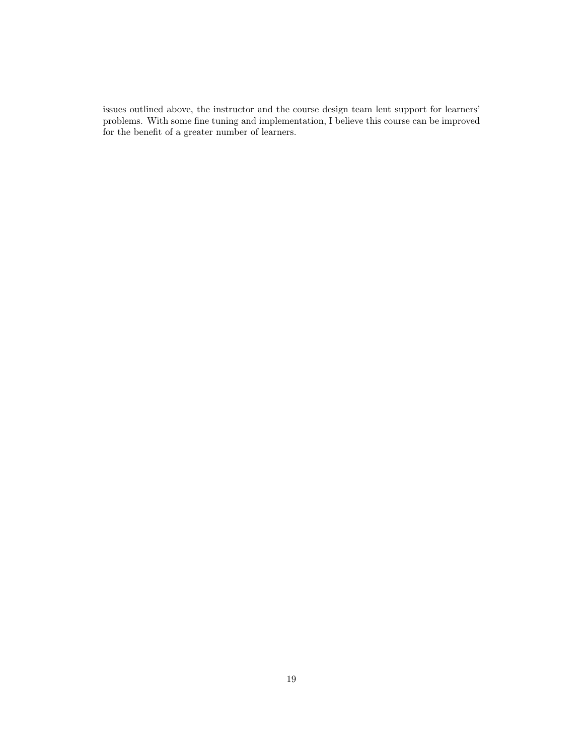issues outlined above, the instructor and the course design team lent support for learners' problems. With some fine tuning and implementation, I believe this course can be improved for the benefit of a greater number of learners.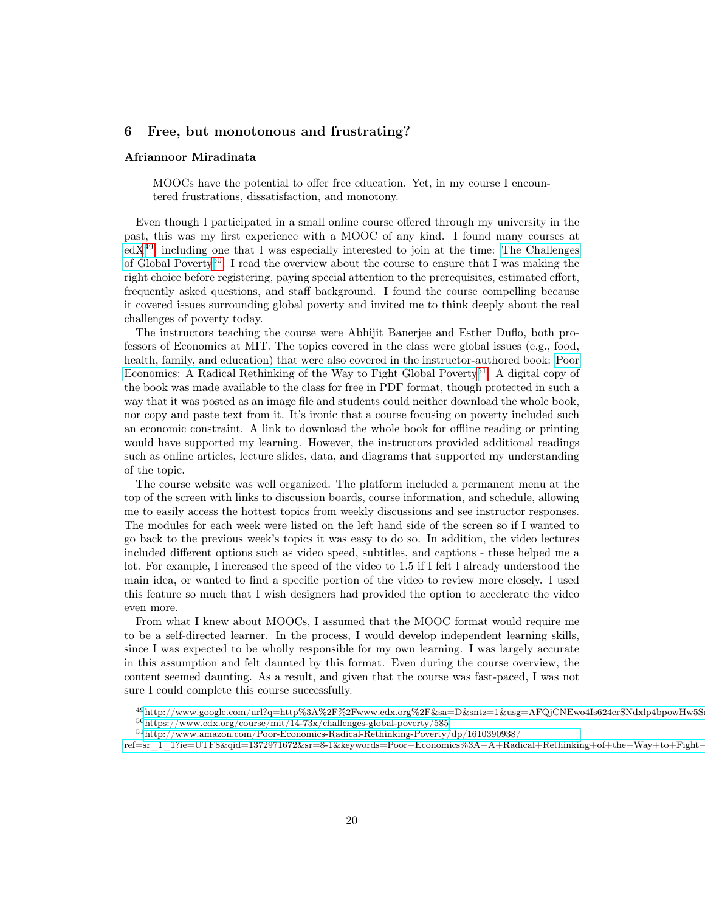## 6 Free, but monotonous and frustrating?

**Afriannoor Miradinata**

> MOOCs have the potential to offer free education. Yet, in my course I encountered frustrations, dissatisfaction, and monotony.

Even though I participated in a small online course offered through my university in the past, this was my first experience with a MOOC of any kind. I found many courses at edX[49], including one that I was especially interested to join at the time: The Challenges of Global Poverty[50]. I read the overview about the course to ensure that I was making the right choice before registering, paying special attention to the prerequisites, estimated effort, frequently asked questions, and staff background. I found the course compelling because it covered issues surrounding global poverty and invited me to think deeply about the real challenges of poverty today.

The instructors teaching the course were Abhijit Banerjee and Esther Duflo, both professors of Economics at MIT. The topics covered in the class were global issues (e.g., food, health, family, and education) that were also covered in the instructor-authored book: Poor Economics: A Radical Rethinking of the Way to Fight Global Poverty[51]. A digital copy of the book was made available to the class for free in PDF format, though protected in such a way that it was posted as an image file and students could neither download the whole book, nor copy and paste text from it. It's ironic that a course focusing on poverty included such an economic constraint. A link to download the whole book for offline reading or printing would have supported my learning. However, the instructors provided additional readings such as online articles, lecture slides, data, and diagrams that supported my understanding of the topic.

The course website was well organized. The platform included a permanent menu at the top of the screen with links to discussion boards, course information, and schedule, allowing me to easily access the hottest topics from weekly discussions and see instructor responses. The modules for each week were listed on the left hand side of the screen so if I wanted to go back to the previous week's topics it was easy to do so. In addition, the video lectures included different options such as video speed, subtitles, and captions - these helped me a lot. For example, I increased the speed of the video to 1.5 if I felt I already understood the main idea, or wanted to find a specific portion of the video to review more closely. I used this feature so much that I wish designers had provided the option to accelerate the video even more.

From what I knew about MOOCs, I assumed that the MOOC format would require me to be a self-directed learner. In the process, I would develop independent learning skills, since I was expected to be wholly responsible for my own learning. I was largely accurate in this assumption and felt daunted by this format. Even during the course overview, the content seemed daunting. As a result, and given that the course was fast-paced, I was not sure I could complete this course successfully.

---

[49] http://www.google.com/url?q=http%3A%2F%2Fwww.edx.org%2F&sa=D&sntz=1&usg=AFQjCNEwo4Is624erSNdxlp4bpowHw5S

[50] https://www.edx.org/course/mit/14-73x/challenges-global-poverty/585

[51] http://www.amazon.com/Poor-Economics-Radical-Rethinking-Poverty/dp/1610390938/ref=sr_1_1?ie=UTF8&qid=1372971672&sr=8-1&keywords=Poor+Economics%3A+A+Radical+Rethinking+of+the+Way+to+Fight+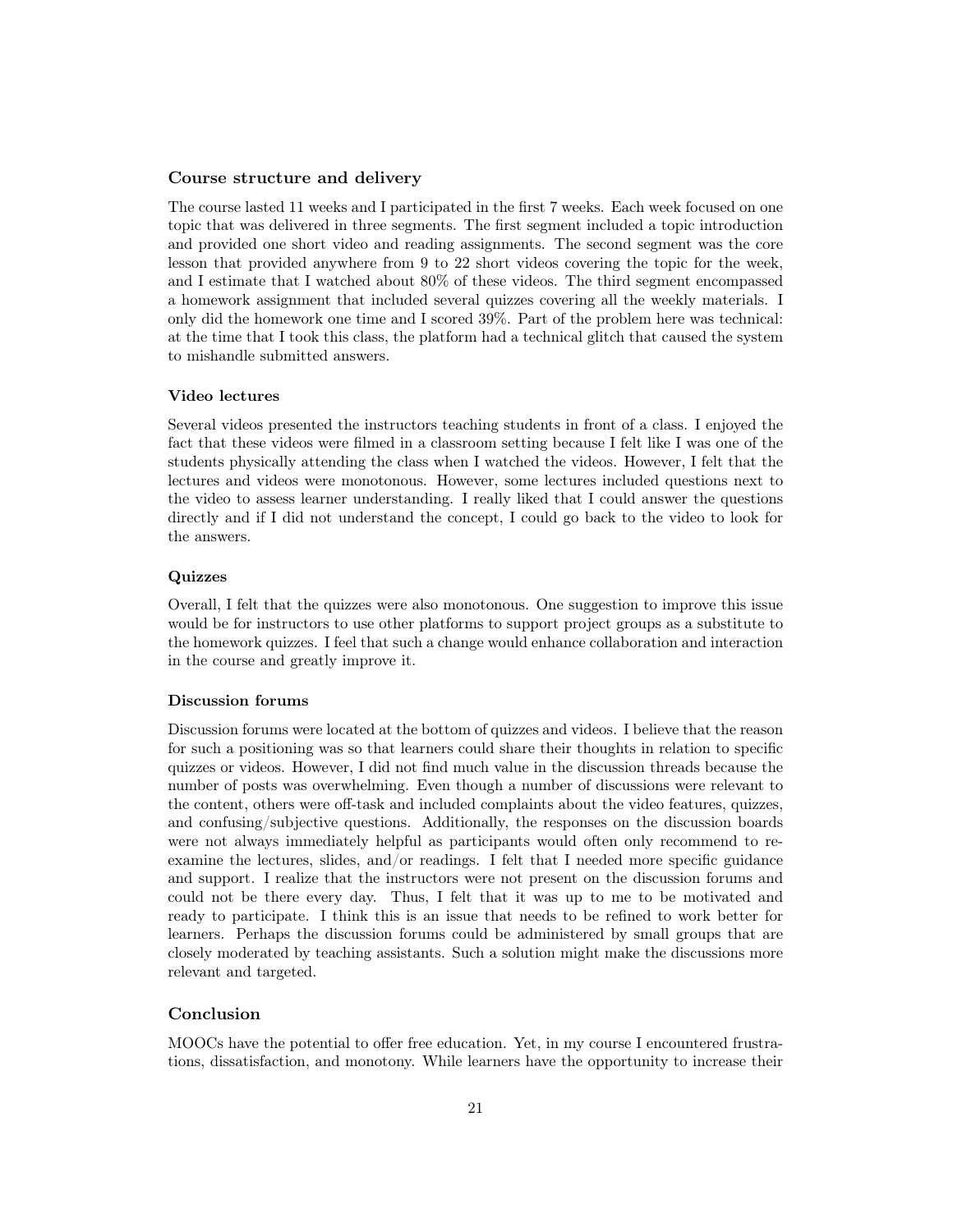## Course structure and delivery

The course lasted 11 weeks and I participated in the first 7 weeks. Each week focused on one topic that was delivered in three segments. The first segment included a topic introduction and provided one short video and reading assignments. The second segment was the core lesson that provided anywhere from 9 to 22 short videos covering the topic for the week, and I estimate that I watched about 80% of these videos. The third segment encompassed a homework assignment that included several quizzes covering all the weekly materials. I only did the homework one time and I scored 39%. Part of the problem here was technical: at the time that I took this class, the platform had a technical glitch that caused the system to mishandle submitted answers.

### Video lectures

Several videos presented the instructors teaching students in front of a class. I enjoyed the fact that these videos were filmed in a classroom setting because I felt like I was one of the students physically attending the class when I watched the videos. However, I felt that the lectures and videos were monotonous. However, some lectures included questions next to the video to assess learner understanding. I really liked that I could answer the questions directly and if I did not understand the concept, I could go back to the video to look for the answers.

### Quizzes

Overall, I felt that the quizzes were also monotonous. One suggestion to improve this issue would be for instructors to use other platforms to support project groups as a substitute to the homework quizzes. I feel that such a change would enhance collaboration and interaction in the course and greatly improve it.

### Discussion forums

Discussion forums were located at the bottom of quizzes and videos. I believe that the reason for such a positioning was so that learners could share their thoughts in relation to specific quizzes or videos. However, I did not find much value in the discussion threads because the number of posts was overwhelming. Even though a number of discussions were relevant to the content, others were off-task and included complaints about the video features, quizzes, and confusing/subjective questions. Additionally, the responses on the discussion boards were not always immediately helpful as participants would often only recommend to re-examine the lectures, slides, and/or readings. I felt that I needed more specific guidance and support. I realize that the instructors were not present on the discussion forums and could not be there every day. Thus, I felt that it was up to me to be motivated and ready to participate. I think this is an issue that needs to be refined to work better for learners. Perhaps the discussion forums could be administered by small groups that are closely moderated by teaching assistants. Such a solution might make the discussions more relevant and targeted.

## Conclusion

MOOCs have the potential to offer free education. Yet, in my course I encountered frustrations, dissatisfaction, and monotony. While learners have the opportunity to increase their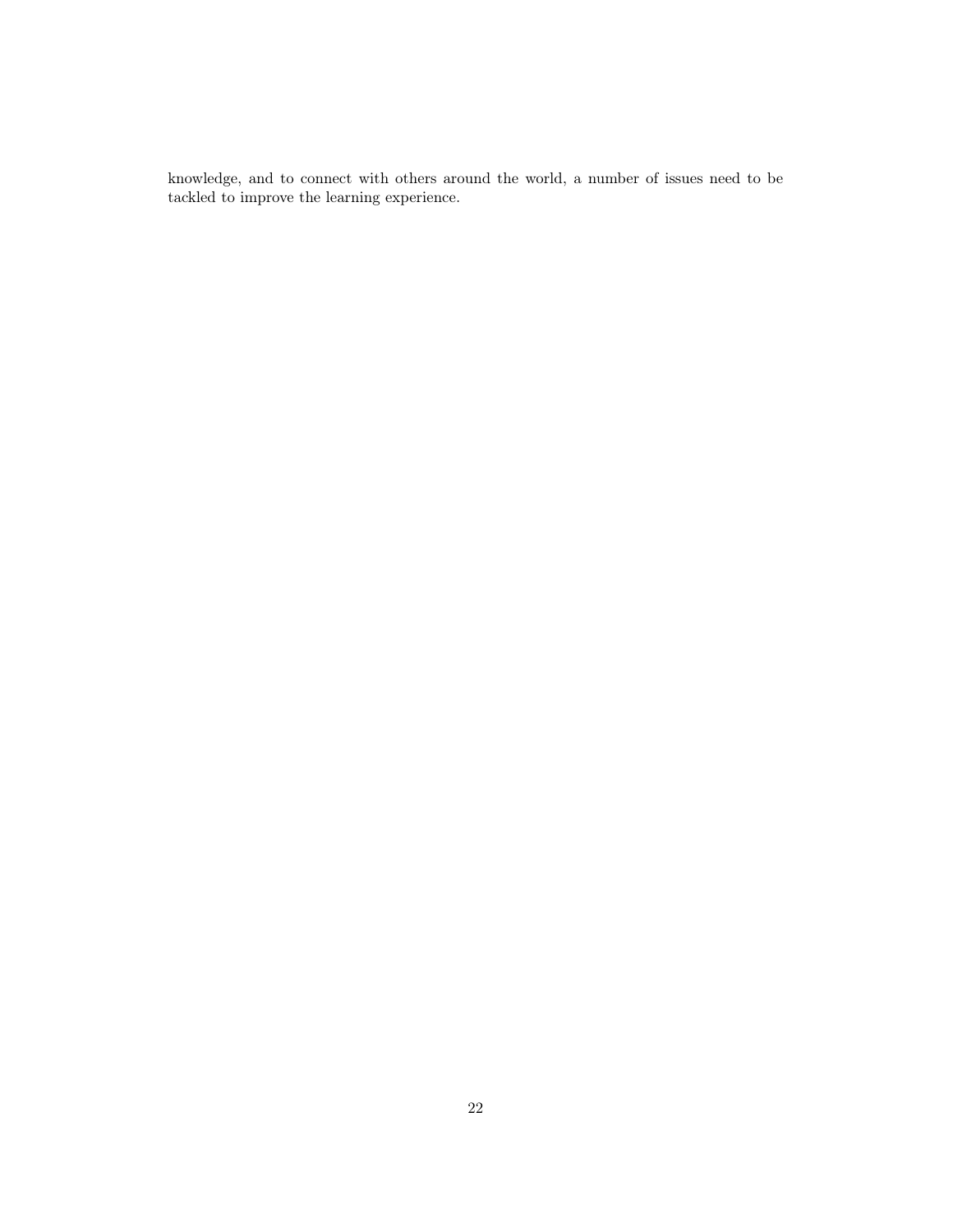knowledge, and to connect with others around the world, a number of issues need to be tackled to improve the learning experience.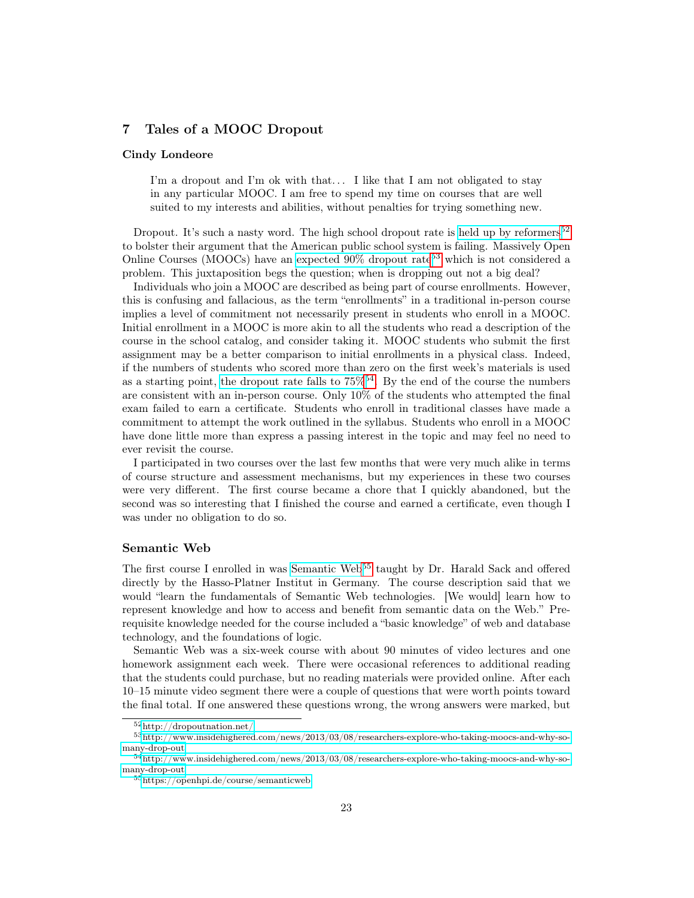## 7 Tales of a MOOC Dropout

**Cindy Londeore**

> I'm a dropout and I'm ok with that... I like that I am not obligated to stay in any particular MOOC. I am free to spend my time on courses that are well suited to my interests and abilities, without penalties for trying something new.

Dropout. It's such a nasty word. The high school dropout rate is held up by reformers[52] to bolster their argument that the American public school system is failing. Massively Open Online Courses (MOOCs) have an expected 90% dropout rate[53] which is not considered a problem. This juxtaposition begs the question; when is dropping out not a big deal?

Individuals who join a MOOC are described as being part of course enrollments. However, this is confusing and fallacious, as the term "enrollments" in a traditional in-person course implies a level of commitment not necessarily present in students who enroll in a MOOC. Initial enrollment in a MOOC is more akin to all the students who read a description of the course in the school catalog, and consider taking it. MOOC students who submit the first assignment may be a better comparison to initial enrollments in a physical class. Indeed, if the numbers of students who scored more than zero on the first week's materials is used as a starting point, the dropout rate falls to 75%[54]. By the end of the course the numbers are consistent with an in-person course. Only 10% of the students who attempted the final exam failed to earn a certificate. Students who enroll in traditional classes have made a commitment to attempt the work outlined in the syllabus. Students who enroll in a MOOC have done little more than express a passing interest in the topic and may feel no need to ever revisit the course.

I participated in two courses over the last few months that were very much alike in terms of course structure and assessment mechanisms, but my experiences in these two courses were very different. The first course became a chore that I quickly abandoned, but the second was so interesting that I finished the course and earned a certificate, even though I was under no obligation to do so.

### Semantic Web

The first course I enrolled in was Semantic Web[55] taught by Dr. Harald Sack and offered directly by the Hasso-Platner Institut in Germany. The course description said that we would "learn the fundamentals of Semantic Web technologies. [We would] learn how to represent knowledge and how to access and benefit from semantic data on the Web." Prerequisite knowledge needed for the course included a "basic knowledge" of web and database technology, and the foundations of logic.

Semantic Web was a six-week course with about 90 minutes of video lectures and one homework assignment each week. There were occasional references to additional reading that the students could purchase, but no reading materials were provided online. After each 10–15 minute video segment there were a couple of questions that were worth points toward the final total. If one answered these questions wrong, the wrong answers were marked, but

---

[52] http://dropoutnation.net/

[53] http://www.insidehighered.com/news/2013/03/08/researchers-explore-who-taking-moocs-and-why-so-many-drop-out

[54] http://www.insidehighered.com/news/2013/03/08/researchers-explore-who-taking-moocs-and-why-so-many-drop-out

[55] https://openhpi.de/course/semanticweb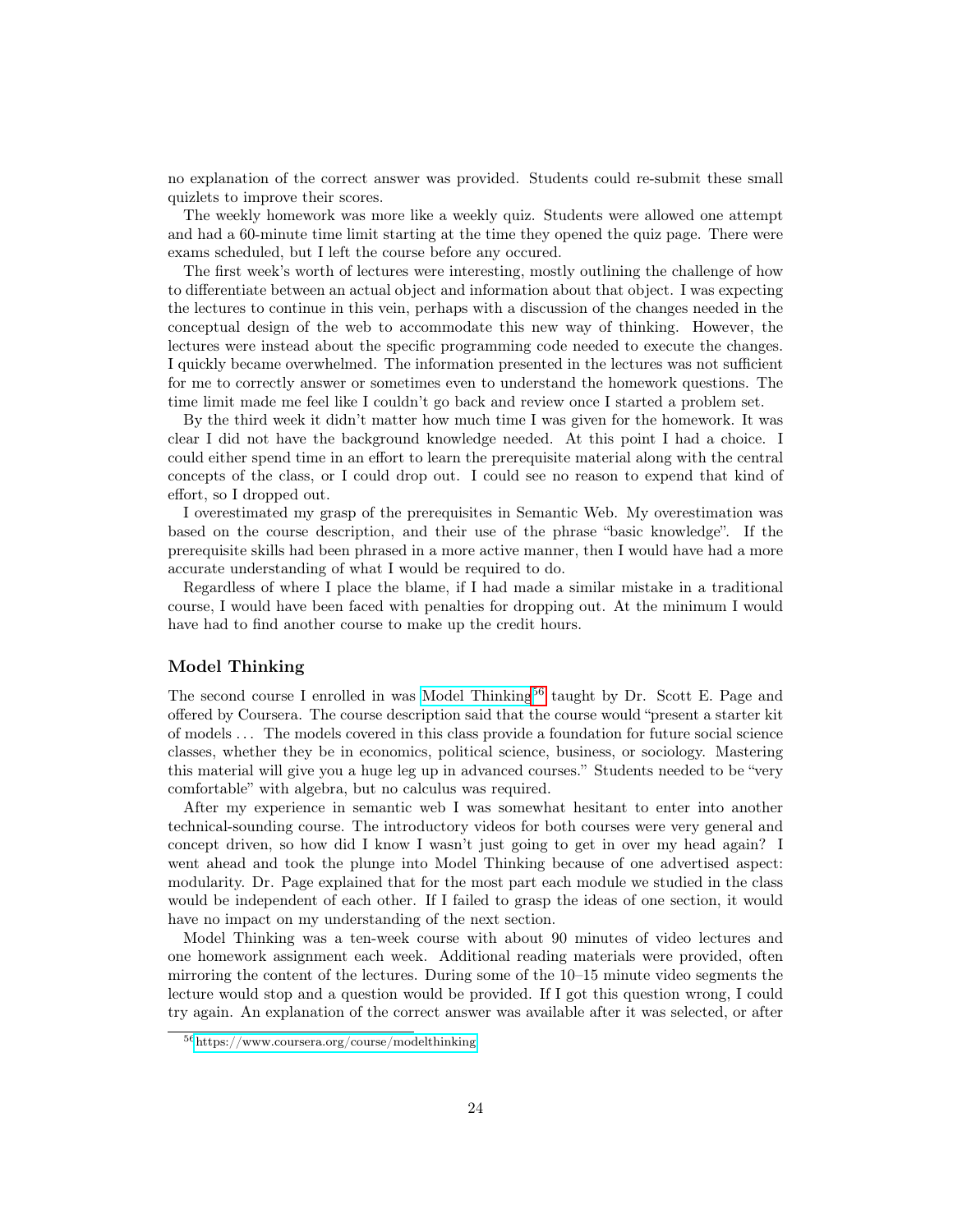no explanation of the correct answer was provided. Students could re-submit these small quizlets to improve their scores.

The weekly homework was more like a weekly quiz. Students were allowed one attempt and had a 60-minute time limit starting at the time they opened the quiz page. There were exams scheduled, but I left the course before any occured.

The first week's worth of lectures were interesting, mostly outlining the challenge of how to differentiate between an actual object and information about that object. I was expecting the lectures to continue in this vein, perhaps with a discussion of the changes needed in the conceptual design of the web to accommodate this new way of thinking. However, the lectures were instead about the specific programming code needed to execute the changes. I quickly became overwhelmed. The information presented in the lectures was not sufficient for me to correctly answer or sometimes even to understand the homework questions. The time limit made me feel like I couldn't go back and review once I started a problem set.

By the third week it didn't matter how much time I was given for the homework. It was clear I did not have the background knowledge needed. At this point I had a choice. I could either spend time in an effort to learn the prerequisite material along with the central concepts of the class, or I could drop out. I could see no reason to expend that kind of effort, so I dropped out.

I overestimated my grasp of the prerequisites in Semantic Web. My overestimation was based on the course description, and their use of the phrase "basic knowledge". If the prerequisite skills had been phrased in a more active manner, then I would have had a more accurate understanding of what I would be required to do.

Regardless of where I place the blame, if I had made a similar mistake in a traditional course, I would have been faced with penalties for dropping out. At the minimum I would have had to find another course to make up the credit hours.

### Model Thinking

The second course I enrolled in was Model Thinking[56] taught by Dr. Scott E. Page and offered by Coursera. The course description said that the course would "present a starter kit of models . . . The models covered in this class provide a foundation for future social science classes, whether they be in economics, political science, business, or sociology. Mastering this material will give you a huge leg up in advanced courses." Students needed to be "very comfortable" with algebra, but no calculus was required.

After my experience in semantic web I was somewhat hesitant to enter into another technical-sounding course. The introductory videos for both courses were very general and concept driven, so how did I know I wasn't just going to get in over my head again? I went ahead and took the plunge into Model Thinking because of one advertised aspect: modularity. Dr. Page explained that for the most part each module we studied in the class would be independent of each other. If I failed to grasp the ideas of one section, it would have no impact on my understanding of the next section.

Model Thinking was a ten-week course with about 90 minutes of video lectures and one homework assignment each week. Additional reading materials were provided, often mirroring the content of the lectures. During some of the 10–15 minute video segments the lecture would stop and a question would be provided. If I got this question wrong, I could try again. An explanation of the correct answer was available after it was selected, or after

[56] https://www.coursera.org/course/modelthinking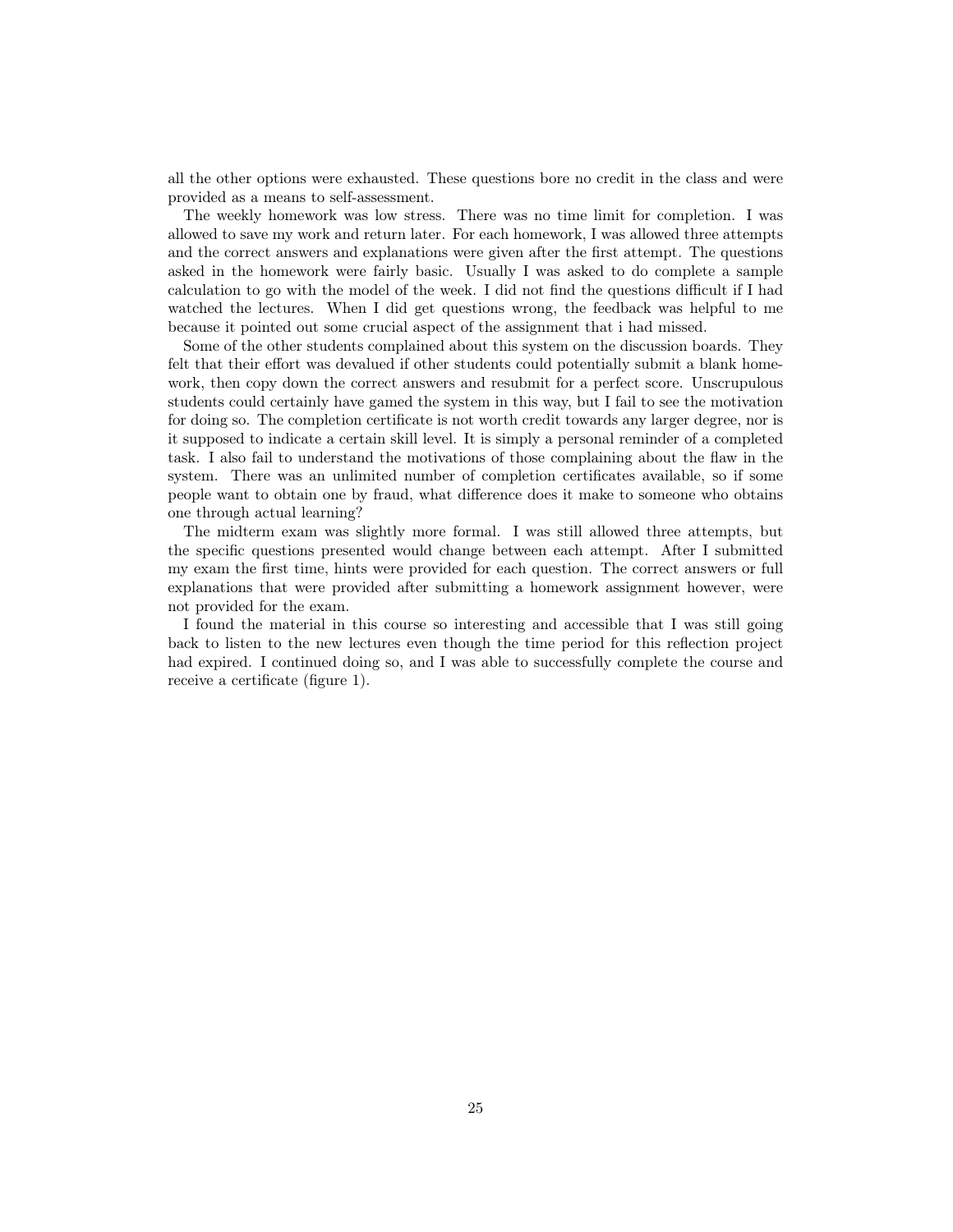all the other options were exhausted. These questions bore no credit in the class and were provided as a means to self-assessment.

The weekly homework was low stress. There was no time limit for completion. I was allowed to save my work and return later. For each homework, I was allowed three attempts and the correct answers and explanations were given after the first attempt. The questions asked in the homework were fairly basic. Usually I was asked to do complete a sample calculation to go with the model of the week. I did not find the questions difficult if I had watched the lectures. When I did get questions wrong, the feedback was helpful to me because it pointed out some crucial aspect of the assignment that i had missed.

Some of the other students complained about this system on the discussion boards. They felt that their effort was devalued if other students could potentially submit a blank homework, then copy down the correct answers and resubmit for a perfect score. Unscrupulous students could certainly have gamed the system in this way, but I fail to see the motivation for doing so. The completion certificate is not worth credit towards any larger degree, nor is it supposed to indicate a certain skill level. It is simply a personal reminder of a completed task. I also fail to understand the motivations of those complaining about the flaw in the system. There was an unlimited number of completion certificates available, so if some people want to obtain one by fraud, what difference does it make to someone who obtains one through actual learning?

The midterm exam was slightly more formal. I was still allowed three attempts, but the specific questions presented would change between each attempt. After I submitted my exam the first time, hints were provided for each question. The correct answers or full explanations that were provided after submitting a homework assignment however, were not provided for the exam.

I found the material in this course so interesting and accessible that I was still going back to listen to the new lectures even though the time period for this reflection project had expired. I continued doing so, and I was able to successfully complete the course and receive a certificate (figure 1).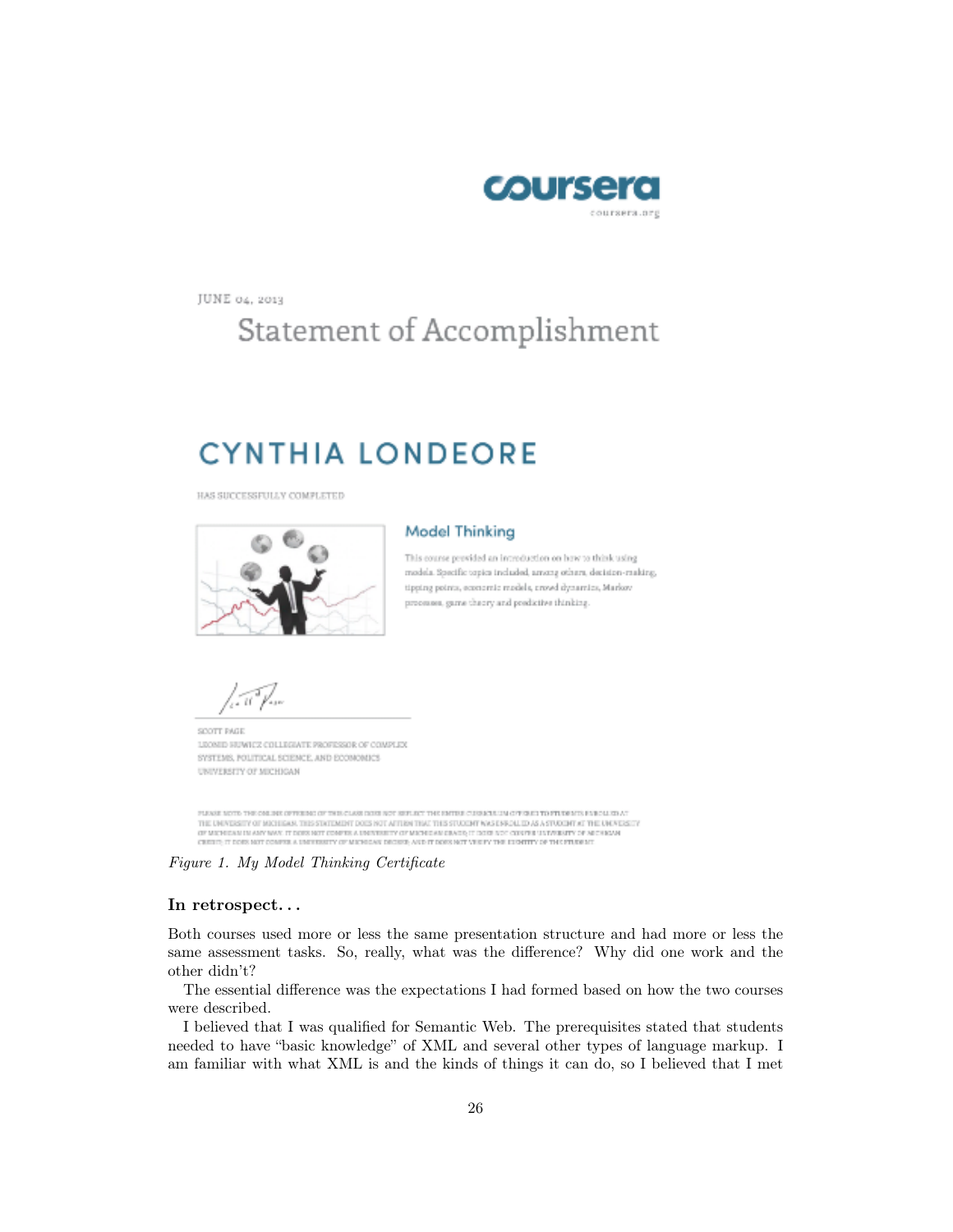*Figure 1. My Model Thinking Certificate*

### In retrospect. . .

Both courses used more or less the same presentation structure and had more or less the same assessment tasks. So, really, what was the difference? Why did one work and the other didn't?

The essential difference was the expectations I had formed based on how the two courses were described.

I believed that I was qualified for Semantic Web. The prerequisites stated that students needed to have "basic knowledge" of XML and several other types of language markup. I am familiar with what XML is and the kinds of things it can do, so I believed that I met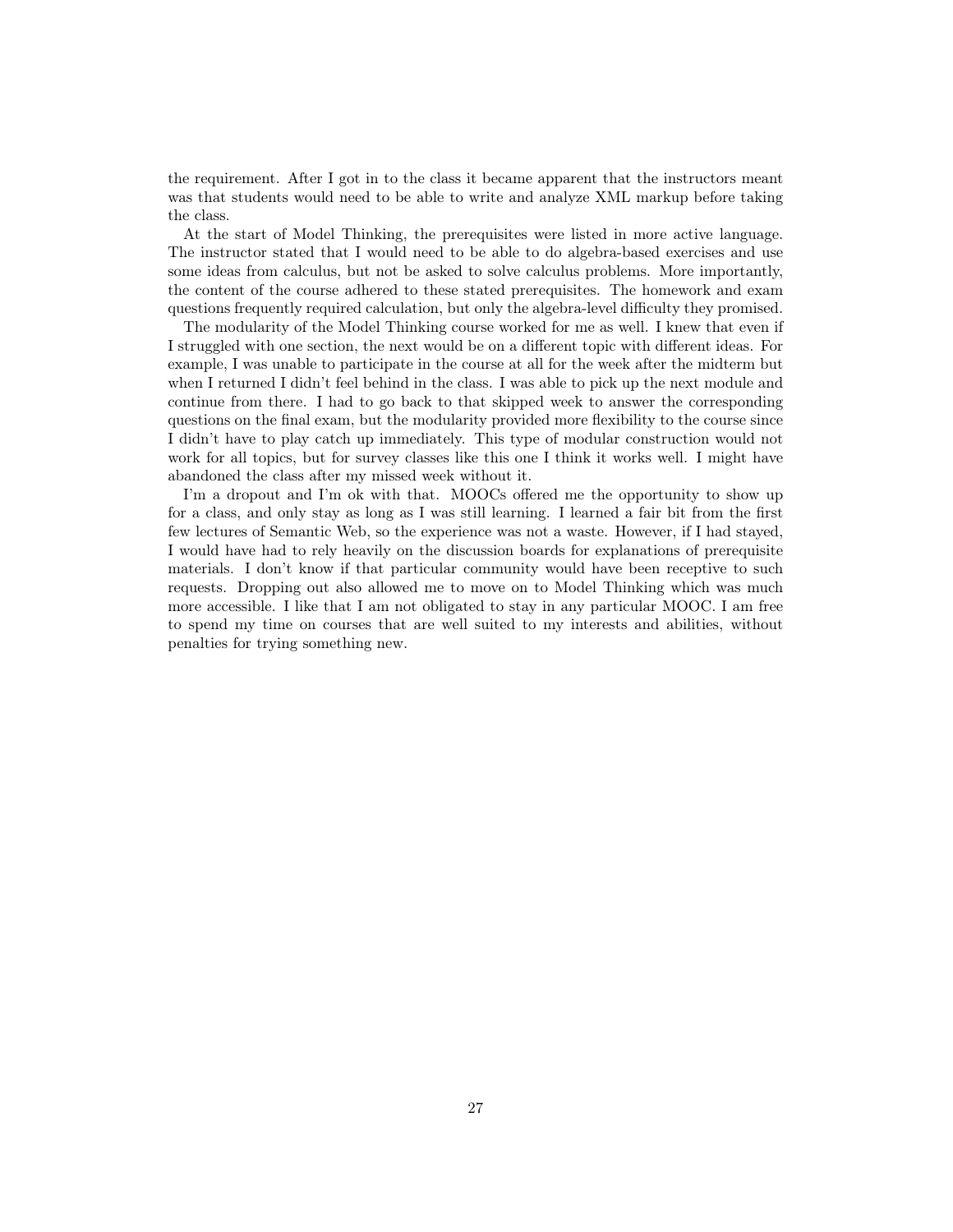the requirement. After I got in to the class it became apparent that the instructors meant was that students would need to be able to write and analyze XML markup before taking the class.

At the start of Model Thinking, the prerequisites were listed in more active language. The instructor stated that I would need to be able to do algebra-based exercises and use some ideas from calculus, but not be asked to solve calculus problems. More importantly, the content of the course adhered to these stated prerequisites. The homework and exam questions frequently required calculation, but only the algebra-level difficulty they promised.

The modularity of the Model Thinking course worked for me as well. I knew that even if I struggled with one section, the next would be on a different topic with different ideas. For example, I was unable to participate in the course at all for the week after the midterm but when I returned I didn't feel behind in the class. I was able to pick up the next module and continue from there. I had to go back to that skipped week to answer the corresponding questions on the final exam, but the modularity provided more flexibility to the course since I didn't have to play catch up immediately. This type of modular construction would not work for all topics, but for survey classes like this one I think it works well. I might have abandoned the class after my missed week without it.

I'm a dropout and I'm ok with that. MOOCs offered me the opportunity to show up for a class, and only stay as long as I was still learning. I learned a fair bit from the first few lectures of Semantic Web, so the experience was not a waste. However, if I had stayed, I would have had to rely heavily on the discussion boards for explanations of prerequisite materials. I don't know if that particular community would have been receptive to such requests. Dropping out also allowed me to move on to Model Thinking which was much more accessible. I like that I am not obligated to stay in any particular MOOC. I am free to spend my time on courses that are well suited to my interests and abilities, without penalties for trying something new.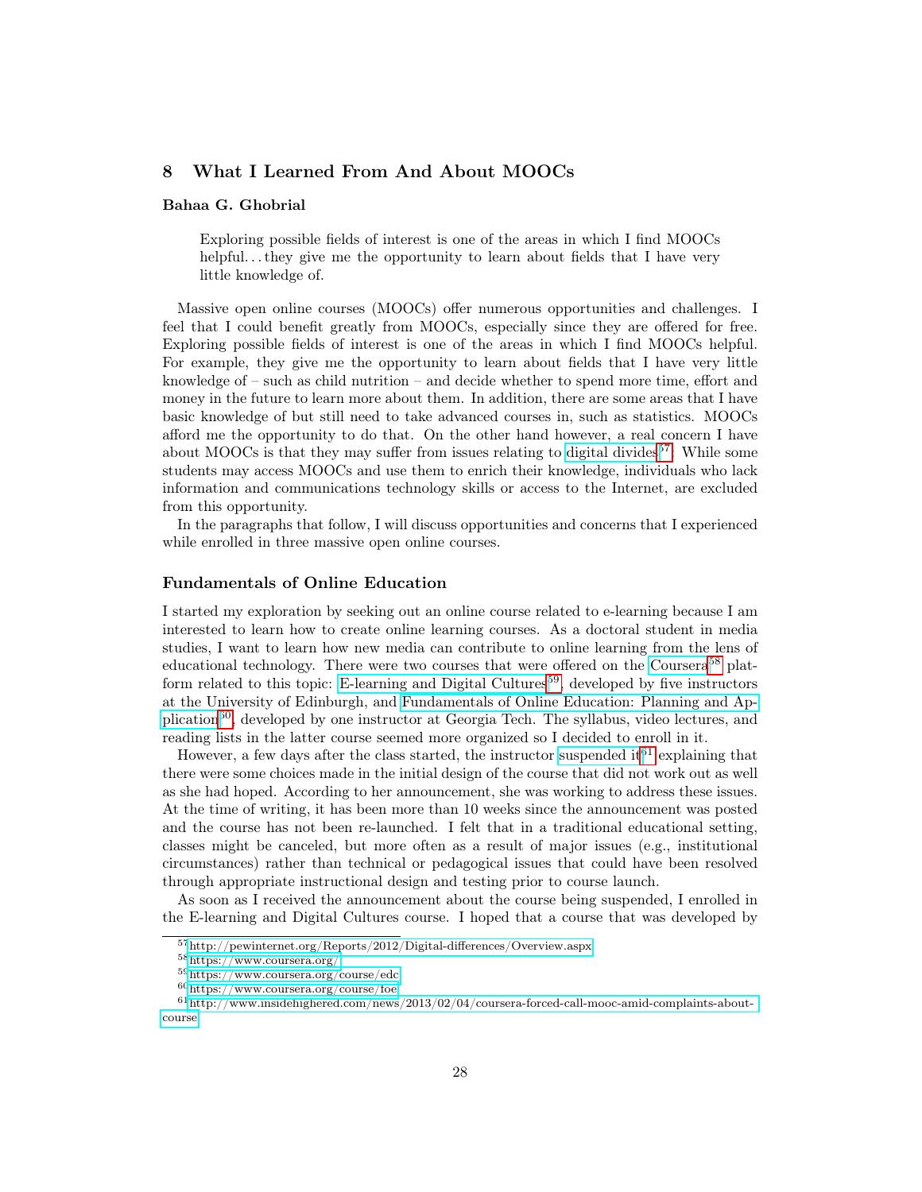## 8 What I Learned From And About MOOCs

**Bahaa G. Ghobrial**

> Exploring possible fields of interest is one of the areas in which I find MOOCs helpful. . . they give me the opportunity to learn about fields that I have very little knowledge of.

Massive open online courses (MOOCs) offer numerous opportunities and challenges. I feel that I could benefit greatly from MOOCs, especially since they are offered for free. Exploring possible fields of interest is one of the areas in which I find MOOCs helpful. For example, they give me the opportunity to learn about fields that I have very little knowledge of – such as child nutrition – and decide whether to spend more time, effort and money in the future to learn more about them. In addition, there are some areas that I have basic knowledge of but still need to take advanced courses in, such as statistics. MOOCs afford me the opportunity to do that. On the other hand however, a real concern I have about MOOCs is that they may suffer from issues relating to digital divides[57]. While some students may access MOOCs and use them to enrich their knowledge, individuals who lack information and communications technology skills or access to the Internet, are excluded from this opportunity.

In the paragraphs that follow, I will discuss opportunities and concerns that I experienced while enrolled in three massive open online courses.

### Fundamentals of Online Education

I started my exploration by seeking out an online course related to e-learning because I am interested to learn how to create online learning courses. As a doctoral student in media studies, I want to learn how new media can contribute to online learning from the lens of educational technology. There were two courses that were offered on the Coursera[58] platform related to this topic: E-learning and Digital Cultures[59], developed by five instructors at the University of Edinburgh, and Fundamentals of Online Education: Planning and Application[60], developed by one instructor at Georgia Tech. The syllabus, video lectures, and reading lists in the latter course seemed more organized so I decided to enroll in it.

However, a few days after the class started, the instructor suspended it[61] explaining that there were some choices made in the initial design of the course that did not work out as well as she had hoped. According to her announcement, she was working to address these issues. At the time of writing, it has been more than 10 weeks since the announcement was posted and the course has not been re-launched. I felt that in a traditional educational setting, classes might be canceled, but more often as a result of major issues (e.g., institutional circumstances) rather than technical or pedagogical issues that could have been resolved through appropriate instructional design and testing prior to course launch.

As soon as I received the announcement about the course being suspended, I enrolled in the E-learning and Digital Cultures course. I hoped that a course that was developed by

---

[57] http://pewinternet.org/Reports/2012/Digital-differences/Overview.aspx

[58] https://www.coursera.org/

[59] https://www.coursera.org/course/edc

[60] https://www.coursera.org/course/foe

[61] http://www.insidehighered.com/news/2013/02/04/coursera-forced-call-mooc-amid-complaints-about-course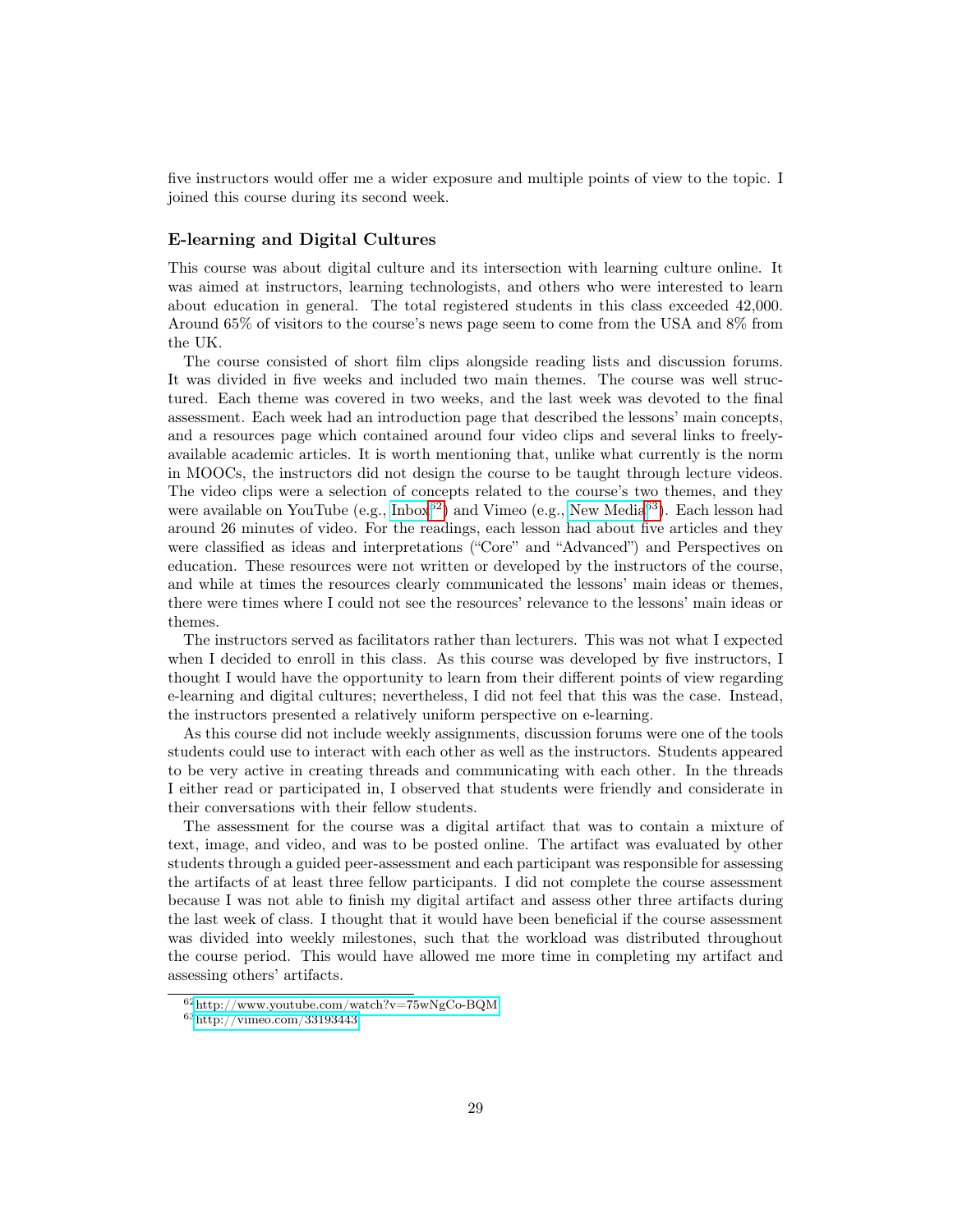five instructors would offer me a wider exposure and multiple points of view to the topic. I joined this course during its second week.

### E-learning and Digital Cultures

This course was about digital culture and its intersection with learning culture online. It was aimed at instructors, learning technologists, and others who were interested to learn about education in general. The total registered students in this class exceeded 42,000. Around 65% of visitors to the course's news page seem to come from the USA and 8% from the UK.

The course consisted of short film clips alongside reading lists and discussion forums. It was divided in five weeks and included two main themes. The course was well structured. Each theme was covered in two weeks, and the last week was devoted to the final assessment. Each week had an introduction page that described the lessons' main concepts, and a resources page which contained around four video clips and several links to freely-available academic articles. It is worth mentioning that, unlike what currently is the norm in MOOCs, the instructors did not design the course to be taught through lecture videos. The video clips were a selection of concepts related to the course's two themes, and they were available on YouTube (e.g., Inbox[62]) and Vimeo (e.g., New Media[63]). Each lesson had around 26 minutes of video. For the readings, each lesson had about five articles and they were classified as ideas and interpretations ("Core" and "Advanced") and Perspectives on education. These resources were not written or developed by the instructors of the course, and while at times the resources clearly communicated the lessons' main ideas or themes, there were times where I could not see the resources' relevance to the lessons' main ideas or themes.

The instructors served as facilitators rather than lecturers. This was not what I expected when I decided to enroll in this class. As this course was developed by five instructors, I thought I would have the opportunity to learn from their different points of view regarding e-learning and digital cultures; nevertheless, I did not feel that this was the case. Instead, the instructors presented a relatively uniform perspective on e-learning.

As this course did not include weekly assignments, discussion forums were one of the tools students could use to interact with each other as well as the instructors. Students appeared to be very active in creating threads and communicating with each other. In the threads I either read or participated in, I observed that students were friendly and considerate in their conversations with their fellow students.

The assessment for the course was a digital artifact that was to contain a mixture of text, image, and video, and was to be posted online. The artifact was evaluated by other students through a guided peer-assessment and each participant was responsible for assessing the artifacts of at least three fellow participants. I did not complete the course assessment because I was not able to finish my digital artifact and assess other three artifacts during the last week of class. I thought that it would have been beneficial if the course assessment was divided into weekly milestones, such that the workload was distributed throughout the course period. This would have allowed me more time in completing my artifact and assessing others' artifacts.

[62] http://www.youtube.com/watch?v=75wNgCo-BQM
[63] http://vimeo.com/33193443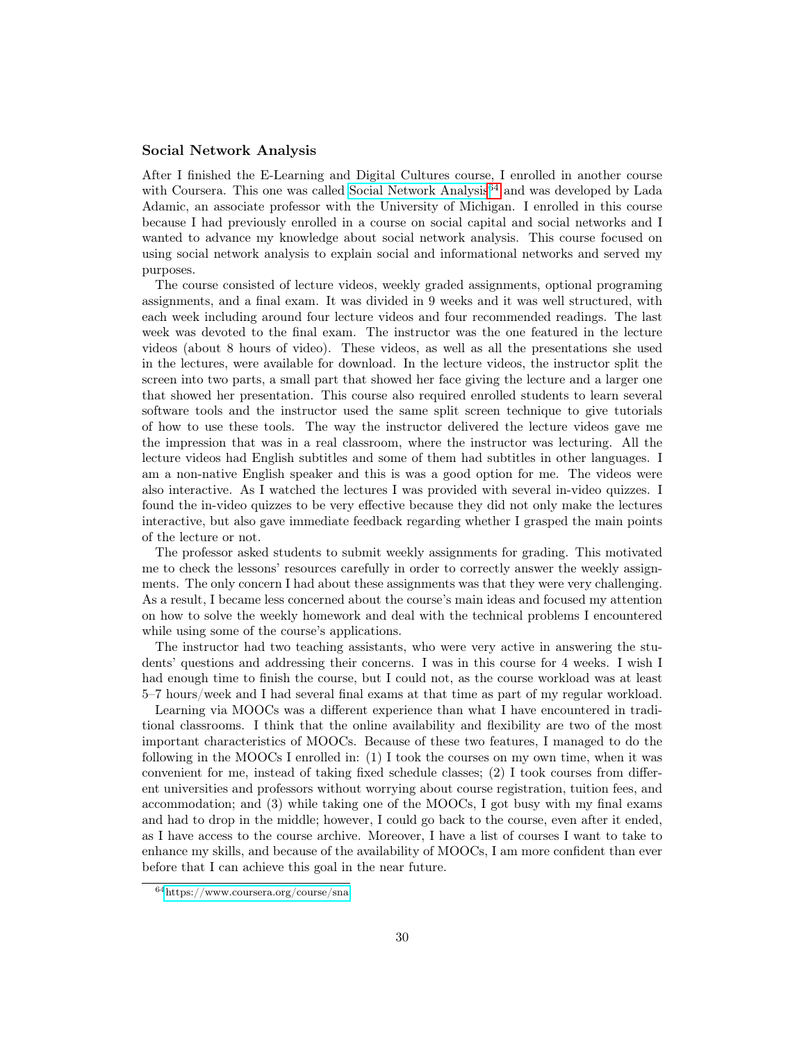### Social Network Analysis

After I finished the E-Learning and Digital Cultures course, I enrolled in another course with Coursera. This one was called Social Network Analysis[64] and was developed by Lada Adamic, an associate professor with the University of Michigan. I enrolled in this course because I had previously enrolled in a course on social capital and social networks and I wanted to advance my knowledge about social network analysis. This course focused on using social network analysis to explain social and informational networks and served my purposes.

The course consisted of lecture videos, weekly graded assignments, optional programing assignments, and a final exam. It was divided in 9 weeks and it was well structured, with each week including around four lecture videos and four recommended readings. The last week was devoted to the final exam. The instructor was the one featured in the lecture videos (about 8 hours of video). These videos, as well as all the presentations she used in the lectures, were available for download. In the lecture videos, the instructor split the screen into two parts, a small part that showed her face giving the lecture and a larger one that showed her presentation. This course also required enrolled students to learn several software tools and the instructor used the same split screen technique to give tutorials of how to use these tools. The way the instructor delivered the lecture videos gave me the impression that was in a real classroom, where the instructor was lecturing. All the lecture videos had English subtitles and some of them had subtitles in other languages. I am a non-native English speaker and this is was a good option for me. The videos were also interactive. As I watched the lectures I was provided with several in-video quizzes. I found the in-video quizzes to be very effective because they did not only make the lectures interactive, but also gave immediate feedback regarding whether I grasped the main points of the lecture or not.

The professor asked students to submit weekly assignments for grading. This motivated me to check the lessons' resources carefully in order to correctly answer the weekly assignments. The only concern I had about these assignments was that they were very challenging. As a result, I became less concerned about the course's main ideas and focused my attention on how to solve the weekly homework and deal with the technical problems I encountered while using some of the course's applications.

The instructor had two teaching assistants, who were very active in answering the students' questions and addressing their concerns. I was in this course for 4 weeks. I wish I had enough time to finish the course, but I could not, as the course workload was at least 5–7 hours/week and I had several final exams at that time as part of my regular workload.

Learning via MOOCs was a different experience than what I have encountered in traditional classrooms. I think that the online availability and flexibility are two of the most important characteristics of MOOCs. Because of these two features, I managed to do the following in the MOOCs I enrolled in: (1) I took the courses on my own time, when it was convenient for me, instead of taking fixed schedule classes; (2) I took courses from different universities and professors without worrying about course registration, tuition fees, and accommodation; and (3) while taking one of the MOOCs, I got busy with my final exams and had to drop in the middle; however, I could go back to the course, even after it ended, as I have access to the course archive. Moreover, I have a list of courses I want to take to enhance my skills, and because of the availability of MOOCs, I am more confident than ever before that I can achieve this goal in the near future.

[64] https://www.coursera.org/course/sna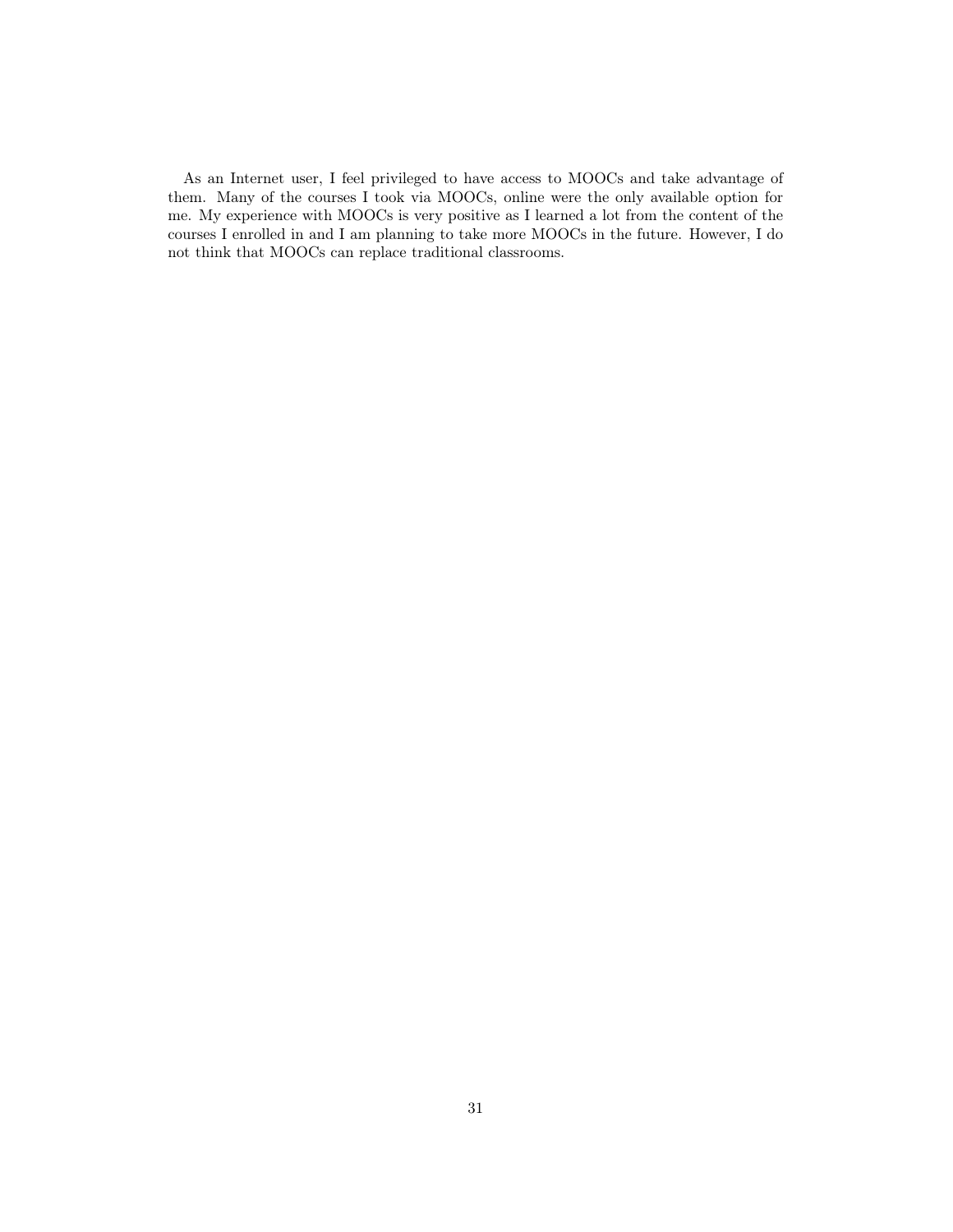As an Internet user, I feel privileged to have access to MOOCs and take advantage of them. Many of the courses I took via MOOCs, online were the only available option for me. My experience with MOOCs is very positive as I learned a lot from the content of the courses I enrolled in and I am planning to take more MOOCs in the future. However, I do not think that MOOCs can replace traditional classrooms.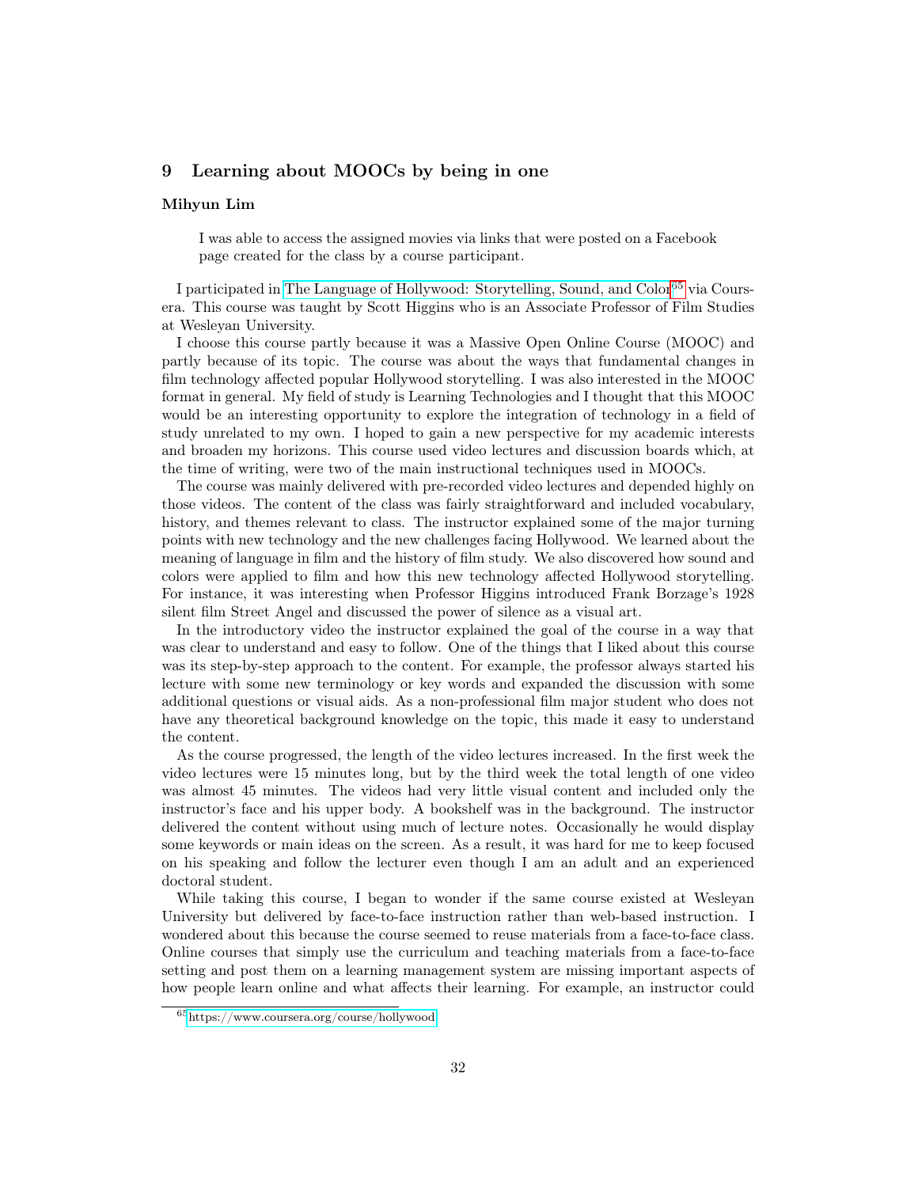## 9 Learning about MOOCs by being in one

**Mihyun Lim**

> I was able to access the assigned movies via links that were posted on a Facebook page created for the class by a course participant.

I participated in The Language of Hollywood: Storytelling, Sound, and Color[65] via Coursera. This course was taught by Scott Higgins who is an Associate Professor of Film Studies at Wesleyan University.

I choose this course partly because it was a Massive Open Online Course (MOOC) and partly because of its topic. The course was about the ways that fundamental changes in film technology affected popular Hollywood storytelling. I was also interested in the MOOC format in general. My field of study is Learning Technologies and I thought that this MOOC would be an interesting opportunity to explore the integration of technology in a field of study unrelated to my own. I hoped to gain a new perspective for my academic interests and broaden my horizons. This course used video lectures and discussion boards which, at the time of writing, were two of the main instructional techniques used in MOOCs.

The course was mainly delivered with pre-recorded video lectures and depended highly on those videos. The content of the class was fairly straightforward and included vocabulary, history, and themes relevant to class. The instructor explained some of the major turning points with new technology and the new challenges facing Hollywood. We learned about the meaning of language in film and the history of film study. We also discovered how sound and colors were applied to film and how this new technology affected Hollywood storytelling. For instance, it was interesting when Professor Higgins introduced Frank Borzage's 1928 silent film Street Angel and discussed the power of silence as a visual art.

In the introductory video the instructor explained the goal of the course in a way that was clear to understand and easy to follow. One of the things that I liked about this course was its step-by-step approach to the content. For example, the professor always started his lecture with some new terminology or key words and expanded the discussion with some additional questions or visual aids. As a non-professional film major student who does not have any theoretical background knowledge on the topic, this made it easy to understand the content.

As the course progressed, the length of the video lectures increased. In the first week the video lectures were 15 minutes long, but by the third week the total length of one video was almost 45 minutes. The videos had very little visual content and included only the instructor's face and his upper body. A bookshelf was in the background. The instructor delivered the content without using much of lecture notes. Occasionally he would display some keywords or main ideas on the screen. As a result, it was hard for me to keep focused on his speaking and follow the lecturer even though I am an adult and an experienced doctoral student.

While taking this course, I began to wonder if the same course existed at Wesleyan University but delivered by face-to-face instruction rather than web-based instruction. I wondered about this because the course seemed to reuse materials from a face-to-face class. Online courses that simply use the curriculum and teaching materials from a face-to-face setting and post them on a learning management system are missing important aspects of how people learn online and what affects their learning. For example, an instructor could

[65] https://www.coursera.org/course/hollywood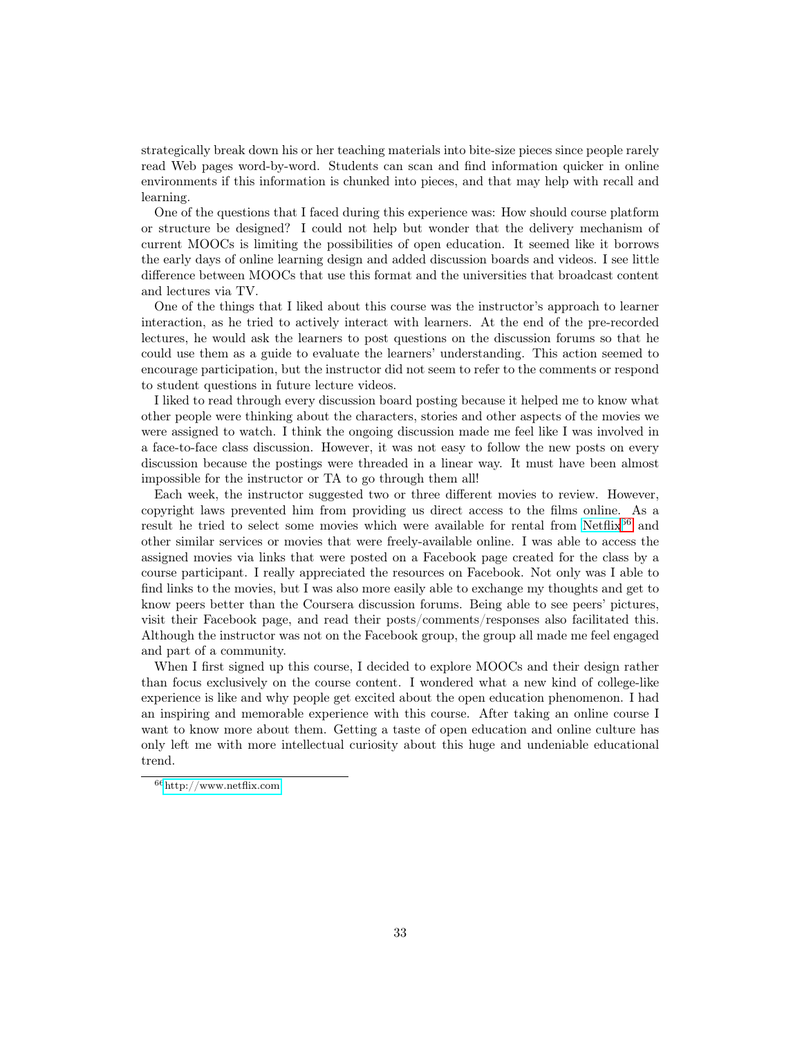strategically break down his or her teaching materials into bite-size pieces since people rarely read Web pages word-by-word. Students can scan and find information quicker in online environments if this information is chunked into pieces, and that may help with recall and learning.

One of the questions that I faced during this experience was: How should course platform or structure be designed? I could not help but wonder that the delivery mechanism of current MOOCs is limiting the possibilities of open education. It seemed like it borrows the early days of online learning design and added discussion boards and videos. I see little difference between MOOCs that use this format and the universities that broadcast content and lectures via TV.

One of the things that I liked about this course was the instructor's approach to learner interaction, as he tried to actively interact with learners. At the end of the pre-recorded lectures, he would ask the learners to post questions on the discussion forums so that he could use them as a guide to evaluate the learners' understanding. This action seemed to encourage participation, but the instructor did not seem to refer to the comments or respond to student questions in future lecture videos.

I liked to read through every discussion board posting because it helped me to know what other people were thinking about the characters, stories and other aspects of the movies we were assigned to watch. I think the ongoing discussion made me feel like I was involved in a face-to-face class discussion. However, it was not easy to follow the new posts on every discussion because the postings were threaded in a linear way. It must have been almost impossible for the instructor or TA to go through them all!

Each week, the instructor suggested two or three different movies to review. However, copyright laws prevented him from providing us direct access to the films online. As a result he tried to select some movies which were available for rental from Netflix[66] and other similar services or movies that were freely-available online. I was able to access the assigned movies via links that were posted on a Facebook page created for the class by a course participant. I really appreciated the resources on Facebook. Not only was I able to find links to the movies, but I was also more easily able to exchange my thoughts and get to know peers better than the Coursera discussion forums. Being able to see peers' pictures, visit their Facebook page, and read their posts/comments/responses also facilitated this. Although the instructor was not on the Facebook group, the group all made me feel engaged and part of a community.

When I first signed up this course, I decided to explore MOOCs and their design rather than focus exclusively on the course content. I wondered what a new kind of college-like experience is like and why people get excited about the open education phenomenon. I had an inspiring and memorable experience with this course. After taking an online course I want to know more about them. Getting a taste of open education and online culture has only left me with more intellectual curiosity about this huge and undeniable educational trend.

---

[66] http://www.netflix.com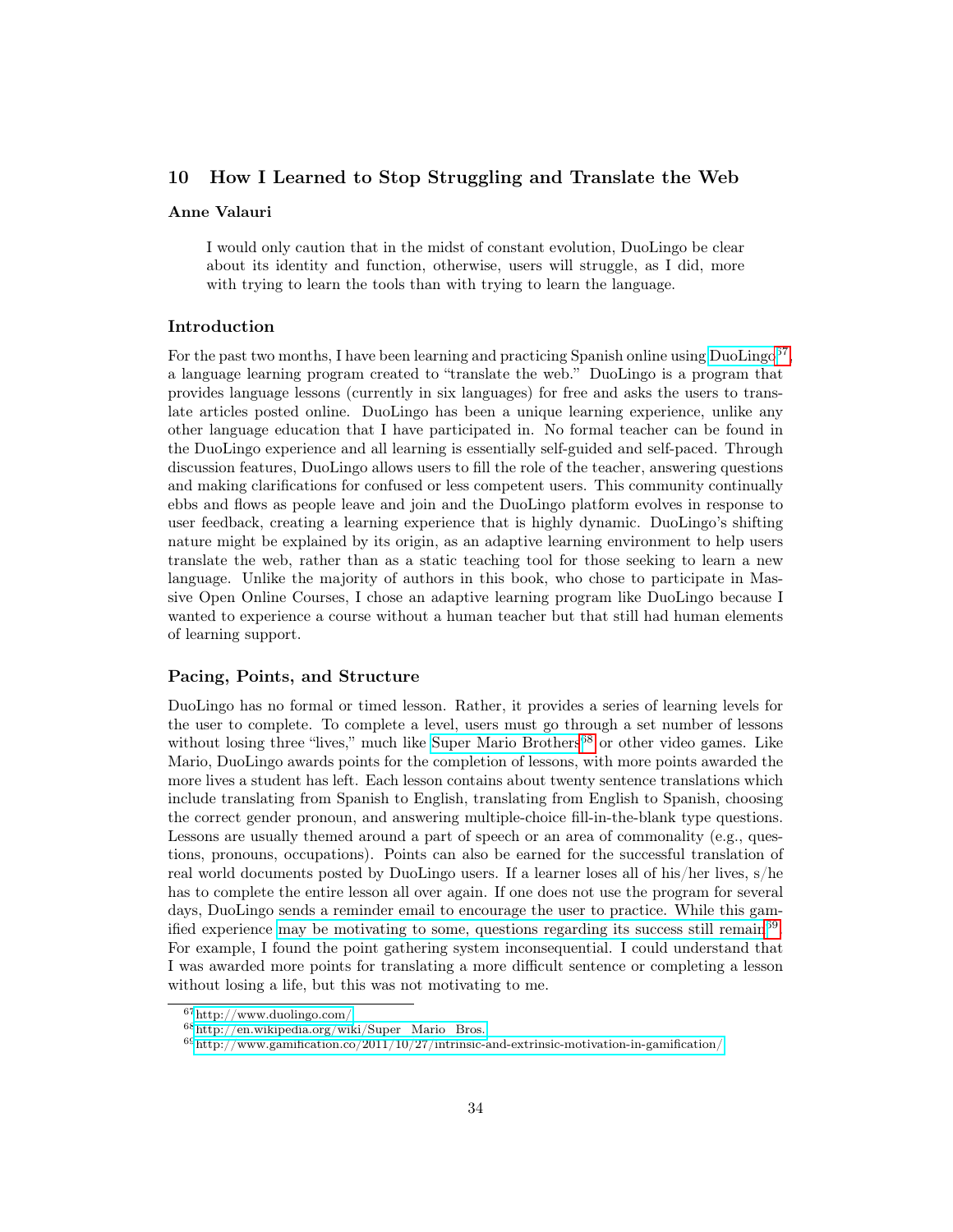## 10 How I Learned to Stop Struggling and Translate the Web

**Anne Valauri**

> I would only caution that in the midst of constant evolution, DuoLingo be clear about its identity and function, otherwise, users will struggle, as I did, more with trying to learn the tools than with trying to learn the language.

### Introduction

For the past two months, I have been learning and practicing Spanish online using DuoLingo[67], a language learning program created to "translate the web." DuoLingo is a program that provides language lessons (currently in six languages) for free and asks the users to translate articles posted online. DuoLingo has been a unique learning experience, unlike any other language education that I have participated in. No formal teacher can be found in the DuoLingo experience and all learning is essentially self-guided and self-paced. Through discussion features, DuoLingo allows users to fill the role of the teacher, answering questions and making clarifications for confused or less competent users. This community continually ebbs and flows as people leave and join and the DuoLingo platform evolves in response to user feedback, creating a learning experience that is highly dynamic. DuoLingo's shifting nature might be explained by its origin, as an adaptive learning environment to help users translate the web, rather than as a static teaching tool for those seeking to learn a new language. Unlike the majority of authors in this book, who chose to participate in Massive Open Online Courses, I chose an adaptive learning program like DuoLingo because I wanted to experience a course without a human teacher but that still had human elements of learning support.

### Pacing, Points, and Structure

DuoLingo has no formal or timed lesson. Rather, it provides a series of learning levels for the user to complete. To complete a level, users must go through a set number of lessons without losing three "lives," much like Super Mario Brothers[68] or other video games. Like Mario, DuoLingo awards points for the completion of lessons, with more points awarded the more lives a student has left. Each lesson contains about twenty sentence translations which include translating from Spanish to English, translating from English to Spanish, choosing the correct gender pronoun, and answering multiple-choice fill-in-the-blank type questions. Lessons are usually themed around a part of speech or an area of commonality (e.g., questions, pronouns, occupations). Points can also be earned for the successful translation of real world documents posted by DuoLingo users. If a learner loses all of his/her lives, s/he has to complete the entire lesson all over again. If one does not use the program for several days, DuoLingo sends a reminder email to encourage the user to practice. While this gamified experience may be motivating to some, questions regarding its success still remain[69]. For example, I found the point gathering system inconsequential. I could understand that I was awarded more points for translating a more difficult sentence or completing a lesson without losing a life, but this was not motivating to me.

---

[67] http://www.duolingo.com/

[68] http://en.wikipedia.org/wiki/Super_Mario_Bros.

[69] http://www.gamification.co/2011/10/27/intrinsic-and-extrinsic-motivation-in-gamification/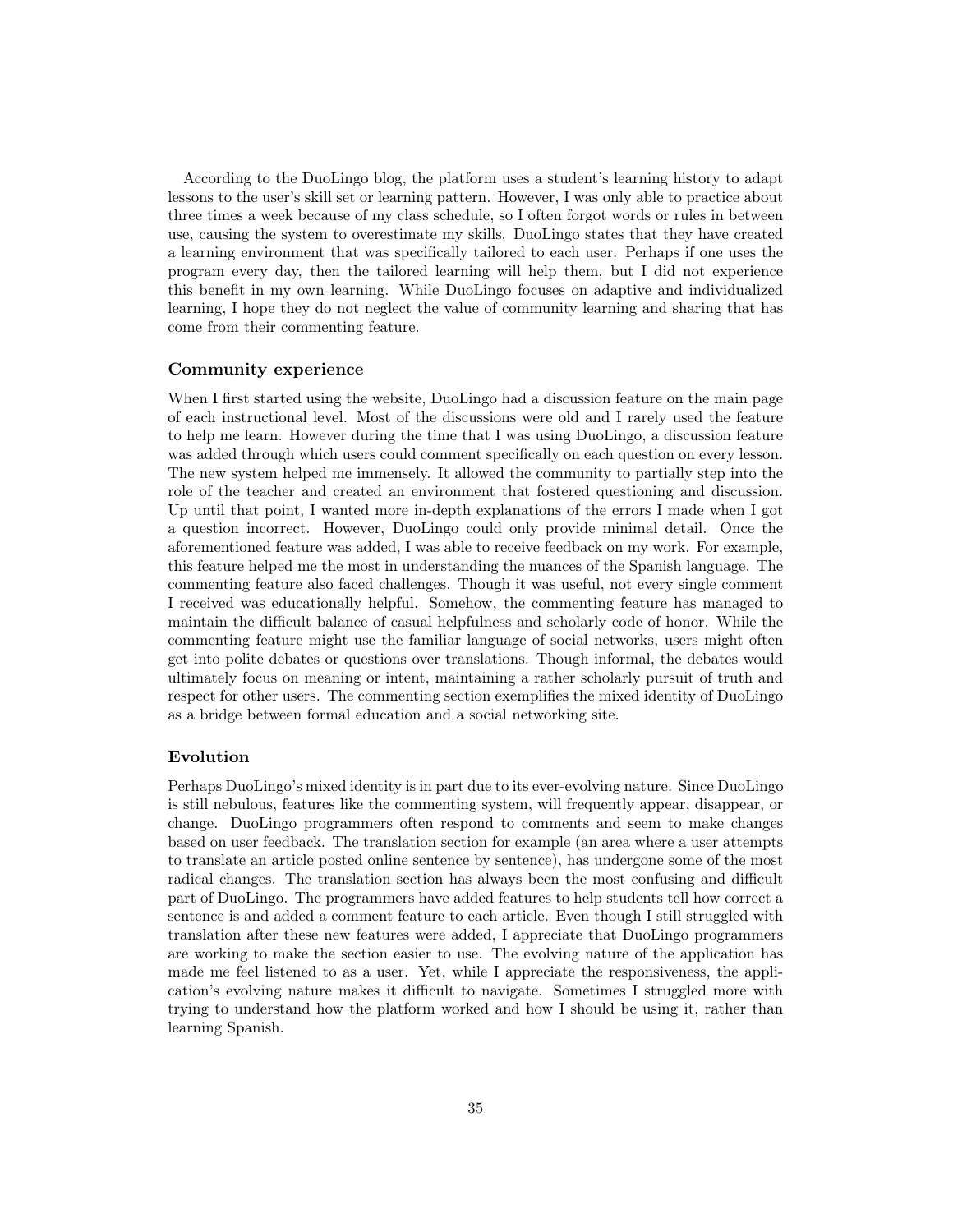According to the DuoLingo blog, the platform uses a student's learning history to adapt lessons to the user's skill set or learning pattern. However, I was only able to practice about three times a week because of my class schedule, so I often forgot words or rules in between use, causing the system to overestimate my skills. DuoLingo states that they have created a learning environment that was specifically tailored to each user. Perhaps if one uses the program every day, then the tailored learning will help them, but I did not experience this benefit in my own learning. While DuoLingo focuses on adaptive and individualized learning, I hope they do not neglect the value of community learning and sharing that has come from their commenting feature.

### Community experience

When I first started using the website, DuoLingo had a discussion feature on the main page of each instructional level. Most of the discussions were old and I rarely used the feature to help me learn. However during the time that I was using DuoLingo, a discussion feature was added through which users could comment specifically on each question on every lesson. The new system helped me immensely. It allowed the community to partially step into the role of the teacher and created an environment that fostered questioning and discussion. Up until that point, I wanted more in-depth explanations of the errors I made when I got a question incorrect. However, DuoLingo could only provide minimal detail. Once the aforementioned feature was added, I was able to receive feedback on my work. For example, this feature helped me the most in understanding the nuances of the Spanish language. The commenting feature also faced challenges. Though it was useful, not every single comment I received was educationally helpful. Somehow, the commenting feature has managed to maintain the difficult balance of casual helpfulness and scholarly code of honor. While the commenting feature might use the familiar language of social networks, users might often get into polite debates or questions over translations. Though informal, the debates would ultimately focus on meaning or intent, maintaining a rather scholarly pursuit of truth and respect for other users. The commenting section exemplifies the mixed identity of DuoLingo as a bridge between formal education and a social networking site.

### Evolution

Perhaps DuoLingo's mixed identity is in part due to its ever-evolving nature. Since DuoLingo is still nebulous, features like the commenting system, will frequently appear, disappear, or change. DuoLingo programmers often respond to comments and seem to make changes based on user feedback. The translation section for example (an area where a user attempts to translate an article posted online sentence by sentence), has undergone some of the most radical changes. The translation section has always been the most confusing and difficult part of DuoLingo. The programmers have added features to help students tell how correct a sentence is and added a comment feature to each article. Even though I still struggled with translation after these new features were added, I appreciate that DuoLingo programmers are working to make the section easier to use. The evolving nature of the application has made me feel listened to as a user. Yet, while I appreciate the responsiveness, the application's evolving nature makes it difficult to navigate. Sometimes I struggled more with trying to understand how the platform worked and how I should be using it, rather than learning Spanish.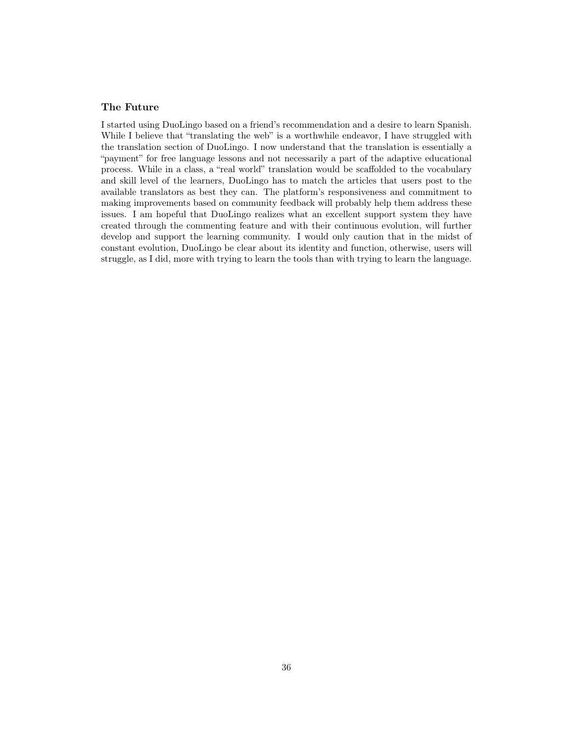### The Future

I started using DuoLingo based on a friend's recommendation and a desire to learn Spanish. While I believe that "translating the web" is a worthwhile endeavor, I have struggled with the translation section of DuoLingo. I now understand that the translation is essentially a "payment" for free language lessons and not necessarily a part of the adaptive educational process. While in a class, a "real world" translation would be scaffolded to the vocabulary and skill level of the learners, DuoLingo has to match the articles that users post to the available translators as best they can. The platform's responsiveness and commitment to making improvements based on community feedback will probably help them address these issues. I am hopeful that DuoLingo realizes what an excellent support system they have created through the commenting feature and with their continuous evolution, will further develop and support the learning community. I would only caution that in the midst of constant evolution, DuoLingo be clear about its identity and function, otherwise, users will struggle, as I did, more with trying to learn the tools than with trying to learn the language.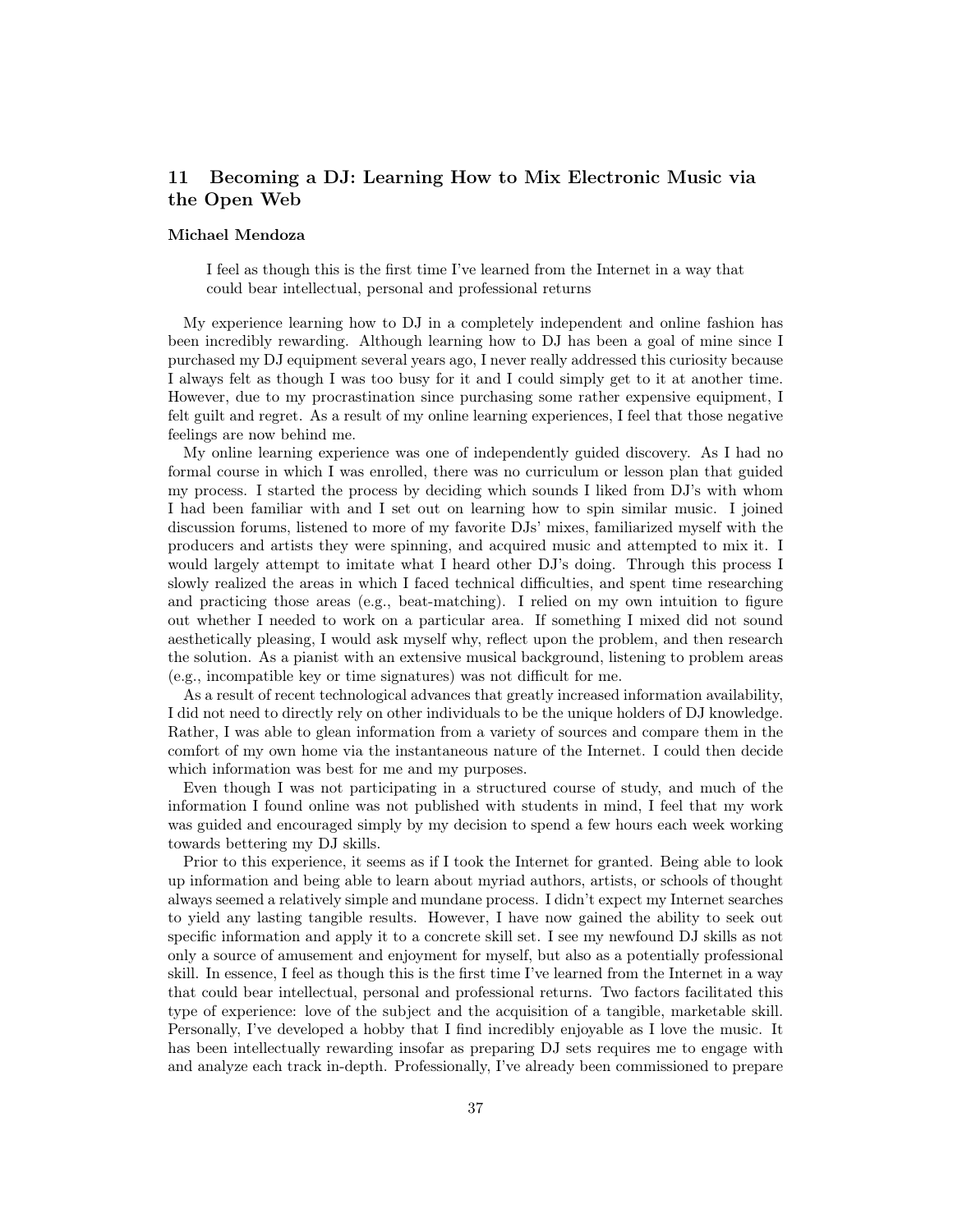## 11 Becoming a DJ: Learning How to Mix Electronic Music via the Open Web

**Michael Mendoza**

> I feel as though this is the first time I've learned from the Internet in a way that could bear intellectual, personal and professional returns

My experience learning how to DJ in a completely independent and online fashion has been incredibly rewarding. Although learning how to DJ has been a goal of mine since I purchased my DJ equipment several years ago, I never really addressed this curiosity because I always felt as though I was too busy for it and I could simply get to it at another time. However, due to my procrastination since purchasing some rather expensive equipment, I felt guilt and regret. As a result of my online learning experiences, I feel that those negative feelings are now behind me.

My online learning experience was one of independently guided discovery. As I had no formal course in which I was enrolled, there was no curriculum or lesson plan that guided my process. I started the process by deciding which sounds I liked from DJ's with whom I had been familiar with and I set out on learning how to spin similar music. I joined discussion forums, listened to more of my favorite DJs' mixes, familiarized myself with the producers and artists they were spinning, and acquired music and attempted to mix it. I would largely attempt to imitate what I heard other DJ's doing. Through this process I slowly realized the areas in which I faced technical difficulties, and spent time researching and practicing those areas (e.g., beat-matching). I relied on my own intuition to figure out whether I needed to work on a particular area. If something I mixed did not sound aesthetically pleasing, I would ask myself why, reflect upon the problem, and then research the solution. As a pianist with an extensive musical background, listening to problem areas (e.g., incompatible key or time signatures) was not difficult for me.

As a result of recent technological advances that greatly increased information availability, I did not need to directly rely on other individuals to be the unique holders of DJ knowledge. Rather, I was able to glean information from a variety of sources and compare them in the comfort of my own home via the instantaneous nature of the Internet. I could then decide which information was best for me and my purposes.

Even though I was not participating in a structured course of study, and much of the information I found online was not published with students in mind, I feel that my work was guided and encouraged simply by my decision to spend a few hours each week working towards bettering my DJ skills.

Prior to this experience, it seems as if I took the Internet for granted. Being able to look up information and being able to learn about myriad authors, artists, or schools of thought always seemed a relatively simple and mundane process. I didn't expect my Internet searches to yield any lasting tangible results. However, I have now gained the ability to seek out specific information and apply it to a concrete skill set. I see my newfound DJ skills as not only a source of amusement and enjoyment for myself, but also as a potentially professional skill. In essence, I feel as though this is the first time I've learned from the Internet in a way that could bear intellectual, personal and professional returns. Two factors facilitated this type of experience: love of the subject and the acquisition of a tangible, marketable skill. Personally, I've developed a hobby that I find incredibly enjoyable as I love the music. It has been intellectually rewarding insofar as preparing DJ sets requires me to engage with and analyze each track in-depth. Professionally, I've already been commissioned to prepare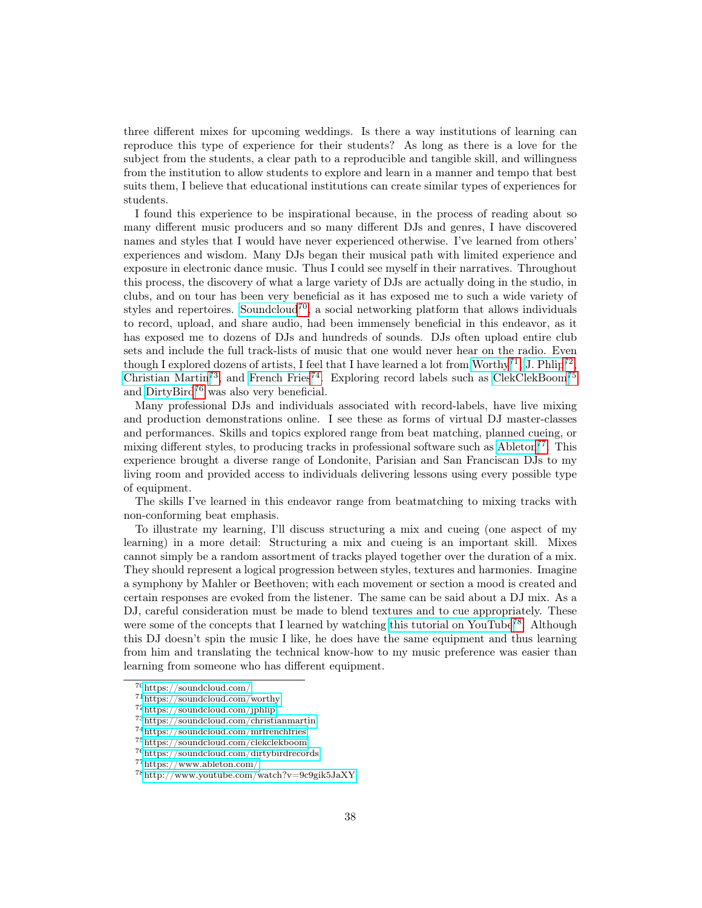three different mixes for upcoming weddings. Is there a way institutions of learning can reproduce this type of experience for their students? As long as there is a love for the subject from the students, a clear path to a reproducible and tangible skill, and willingness from the institution to allow students to explore and learn in a manner and tempo that best suits them, I believe that educational institutions can create similar types of experiences for students.

I found this experience to be inspirational because, in the process of reading about so many different music producers and so many different DJs and genres, I have discovered names and styles that I would have never experienced otherwise. I've learned from others' experiences and wisdom. Many DJs began their musical path with limited experience and exposure in electronic dance music. Thus I could see myself in their narratives. Throughout this process, the discovery of what a large variety of DJs are actually doing in the studio, in clubs, and on tour has been very beneficial as it has exposed me to such a wide variety of styles and repertoires. Soundcloud[70], a social networking platform that allows individuals to record, upload, and share audio, had been immensely beneficial in this endeavor, as it has exposed me to dozens of DJs and hundreds of sounds. DJs often upload entire club sets and include the full track-lists of music that one would never hear on the radio. Even though I explored dozens of artists, I feel that I have learned a lot from Worthy[71], J. Phlip[72], Christian Martin[73], and French Fries[74]. Exploring record labels such as ClekClekBoom[75] and DirtyBird[76] was also very beneficial.

Many professional DJs and individuals associated with record-labels, have live mixing and production demonstrations online. I see these as forms of virtual DJ master-classes and performances. Skills and topics explored range from beat matching, planned cueing, or mixing different styles, to producing tracks in professional software such as Ableton[77]. This experience brought a diverse range of Londonite, Parisian and San Franciscan DJs to my living room and provided access to individuals delivering lessons using every possible type of equipment.

The skills I've learned in this endeavor range from beatmatching to mixing tracks with non-conforming beat emphasis.

To illustrate my learning, I'll discuss structuring a mix and cueing (one aspect of my learning) in a more detail: Structuring a mix and cueing is an important skill. Mixes cannot simply be a random assortment of tracks played together over the duration of a mix. They should represent a logical progression between styles, textures and harmonies. Imagine a symphony by Mahler or Beethoven; with each movement or section a mood is created and certain responses are evoked from the listener. The same can be said about a DJ mix. As a DJ, careful consideration must be made to blend textures and to cue appropriately. These were some of the concepts that I learned by watching this tutorial on YouTube[78]. Although this DJ doesn't spin the music I like, he does have the same equipment and thus learning from him and translating the technical know-how to my music preference was easier than learning from someone who has different equipment.

---

[70] https://soundcloud.com/
[71] https://soundcloud.com/worthy
[72] https://soundcloud.com/jphlip
[73] https://soundcloud.com/christianmartin
[74] https://soundcloud.com/mrfrenchfries
[75] https://soundcloud.com/clekclekboom
[76] https://soundcloud.com/dirtybirdrecords
[77] https://www.ableton.com/
[78] http://www.youtube.com/watch?v=9c9gik5JaXY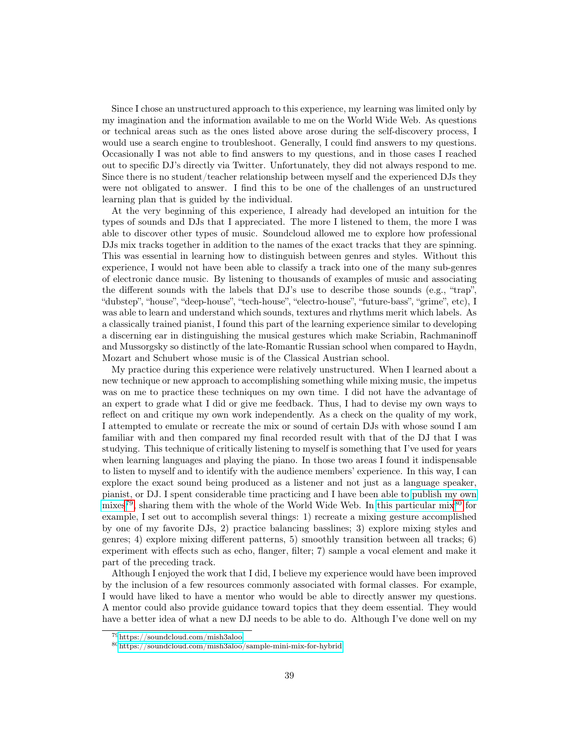Since I chose an unstructured approach to this experience, my learning was limited only by my imagination and the information available to me on the World Wide Web. As questions or technical areas such as the ones listed above arose during the self-discovery process, I would use a search engine to troubleshoot. Generally, I could find answers to my questions. Occasionally I was not able to find answers to my questions, and in those cases I reached out to specific DJ's directly via Twitter. Unfortunately, they did not always respond to me. Since there is no student/teacher relationship between myself and the experienced DJs they were not obligated to answer. I find this to be one of the challenges of an unstructured learning plan that is guided by the individual.

At the very beginning of this experience, I already had developed an intuition for the types of sounds and DJs that I appreciated. The more I listened to them, the more I was able to discover other types of music. Soundcloud allowed me to explore how professional DJs mix tracks together in addition to the names of the exact tracks that they are spinning. This was essential in learning how to distinguish between genres and styles. Without this experience, I would not have been able to classify a track into one of the many sub-genres of electronic dance music. By listening to thousands of examples of music and associating the different sounds with the labels that DJ's use to describe those sounds (e.g., "trap", "dubstep", "house", "deep-house", "tech-house", "electro-house", "future-bass", "grime", etc), I was able to learn and understand which sounds, textures and rhythms merit which labels. As a classically trained pianist, I found this part of the learning experience similar to developing a discerning ear in distinguishing the musical gestures which make Scriabin, Rachmaninoff and Mussorgsky so distinctly of the late-Romantic Russian school when compared to Haydn, Mozart and Schubert whose music is of the Classical Austrian school.

My practice during this experience were relatively unstructured. When I learned about a new technique or new approach to accomplishing something while mixing music, the impetus was on me to practice these techniques on my own time. I did not have the advantage of an expert to grade what I did or give me feedback. Thus, I had to devise my own ways to reflect on and critique my own work independently. As a check on the quality of my work, I attempted to emulate or recreate the mix or sound of certain DJs with whose sound I am familiar with and then compared my final recorded result with that of the DJ that I was studying. This technique of critically listening to myself is something that I've used for years when learning languages and playing the piano. In those two areas I found it indispensable to listen to myself and to identify with the audience members' experience. In this way, I can explore the exact sound being produced as a listener and not just as a language speaker, pianist, or DJ. I spent considerable time practicing and I have been able to publish my own mixes[79], sharing them with the whole of the World Wide Web. In this particular mix[80] for example, I set out to accomplish several things: 1) recreate a mixing gesture accomplished by one of my favorite DJs, 2) practice balancing basslines; 3) explore mixing styles and genres; 4) explore mixing different patterns, 5) smoothly transition between all tracks; 6) experiment with effects such as echo, flanger, filter; 7) sample a vocal element and make it part of the preceding track.

Although I enjoyed the work that I did, I believe my experience would have been improved by the inclusion of a few resources commonly associated with formal classes. For example, I would have liked to have a mentor who would be able to directly answer my questions. A mentor could also provide guidance toward topics that they deem essential. They would have a better idea of what a new DJ needs to be able to do. Although I've done well on my

[79] https://soundcloud.com/mish3aloo

[80] https://soundcloud.com/mish3aloo/sample-mini-mix-for-hybrid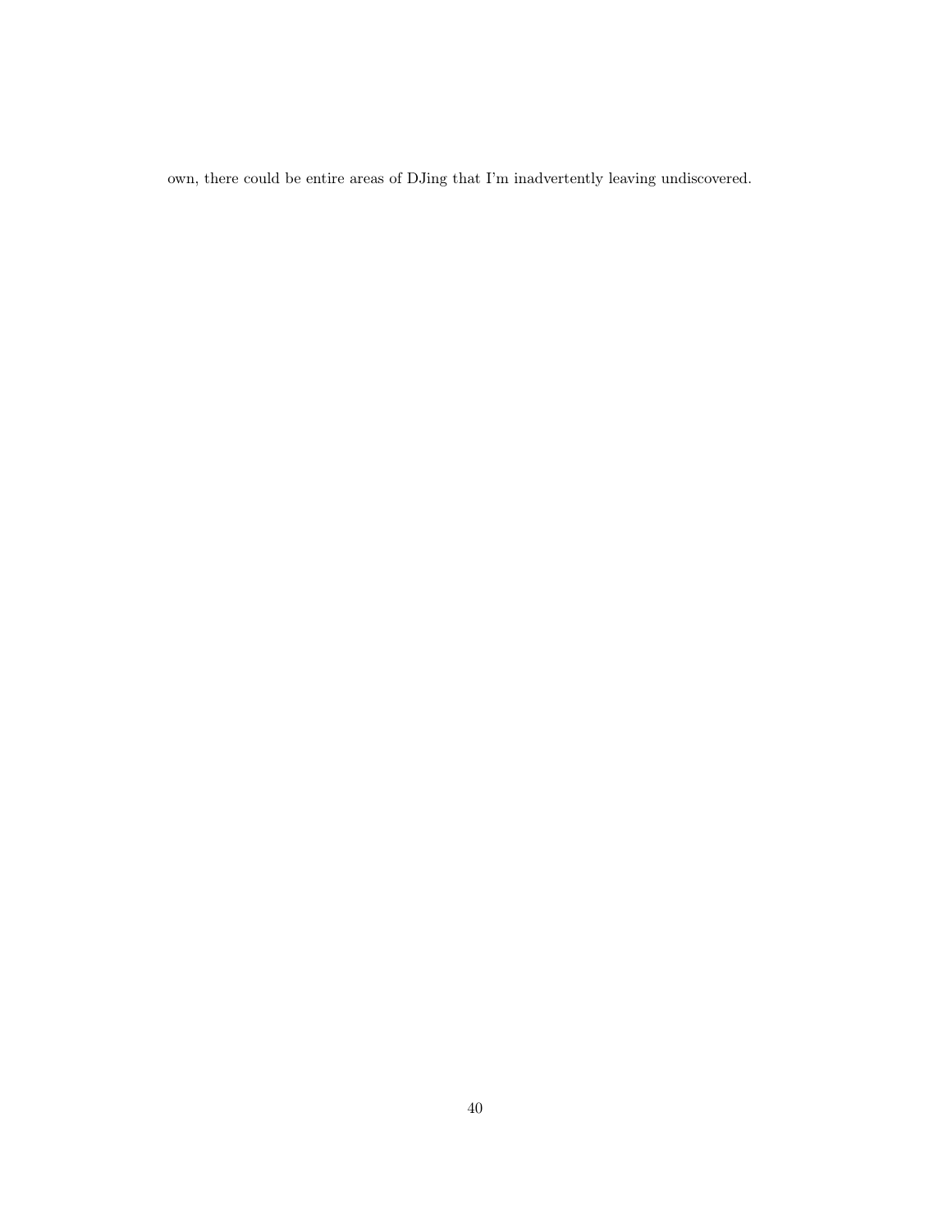own, there could be entire areas of DJing that I'm inadvertently leaving undiscovered.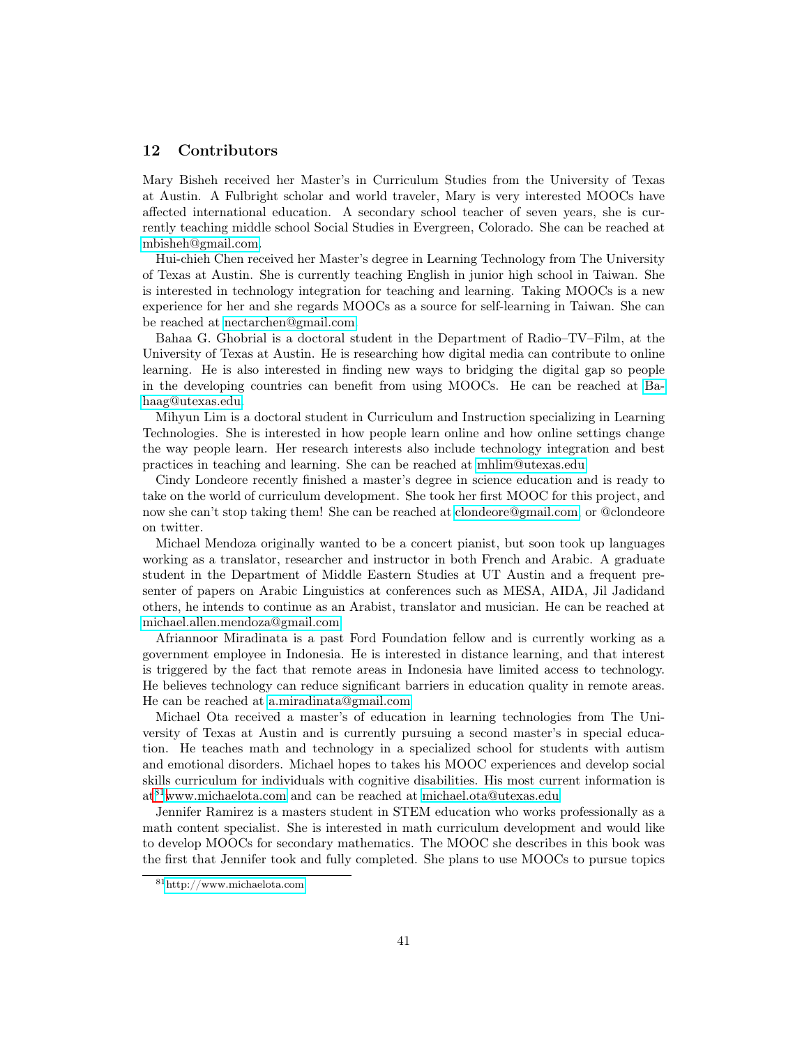## 12 Contributors

Mary Bisheh received her Master's in Curriculum Studies from the University of Texas at Austin. A Fulbright scholar and world traveler, Mary is very interested MOOCs have affected international education. A secondary school teacher of seven years, she is currently teaching middle school Social Studies in Evergreen, Colorado. She can be reached at mbisheh@gmail.com.

Hui-chieh Chen received her Master's degree in Learning Technology from The University of Texas at Austin. She is currently teaching English in junior high school in Taiwan. She is interested in technology integration for teaching and learning. Taking MOOCs is a new experience for her and she regards MOOCs as a source for self-learning in Taiwan. She can be reached at nectarchen@gmail.com

Bahaa G. Ghobrial is a doctoral student in the Department of Radio–TV–Film, at the University of Texas at Austin. He is researching how digital media can contribute to online learning. He is also interested in finding new ways to bridging the digital gap so people in the developing countries can benefit from using MOOCs. He can be reached at Bahaag@utexas.edu.

Mihyun Lim is a doctoral student in Curriculum and Instruction specializing in Learning Technologies. She is interested in how people learn online and how online settings change the way people learn. Her research interests also include technology integration and best practices in teaching and learning. She can be reached at mhlim@utexas.edu

Cindy Londeore recently finished a master's degree in science education and is ready to take on the world of curriculum development. She took her first MOOC for this project, and now she can't stop taking them! She can be reached at clondeore@gmail.com, or @clondeore on twitter.

Michael Mendoza originally wanted to be a concert pianist, but soon took up languages working as a translator, researcher and instructor in both French and Arabic. A graduate student in the Department of Middle Eastern Studies at UT Austin and a frequent presenter of papers on Arabic Linguistics at conferences such as MESA, AIDA, Jil Jadidand others, he intends to continue as an Arabist, translator and musician. He can be reached at michael.allen.mendoza@gmail.com

Afriannoor Miradinata is a past Ford Foundation fellow and is currently working as a government employee in Indonesia. He is interested in distance learning, and that interest is triggered by the fact that remote areas in Indonesia have limited access to technology. He believes technology can reduce significant barriers in education quality in remote areas. He can be reached at a.miradinata@gmail.com

Michael Ota received a master's of education in learning technologies from The University of Texas at Austin and is currently pursuing a second master's in special education. He teaches math and technology in a specialized school for students with autism and emotional disorders. Michael hopes to takes his MOOC experiences and develop social skills curriculum for individuals with cognitive disabilities. His most current information is at[81] www.michaelota.com and can be reached at michael.ota@utexas.edu

Jennifer Ramirez is a masters student in STEM education who works professionally as a math content specialist. She is interested in math curriculum development and would like to develop MOOCs for secondary mathematics. The MOOC she describes in this book was the first that Jennifer took and fully completed. She plans to use MOOCs to pursue topics

[81] http://www.michaelota.com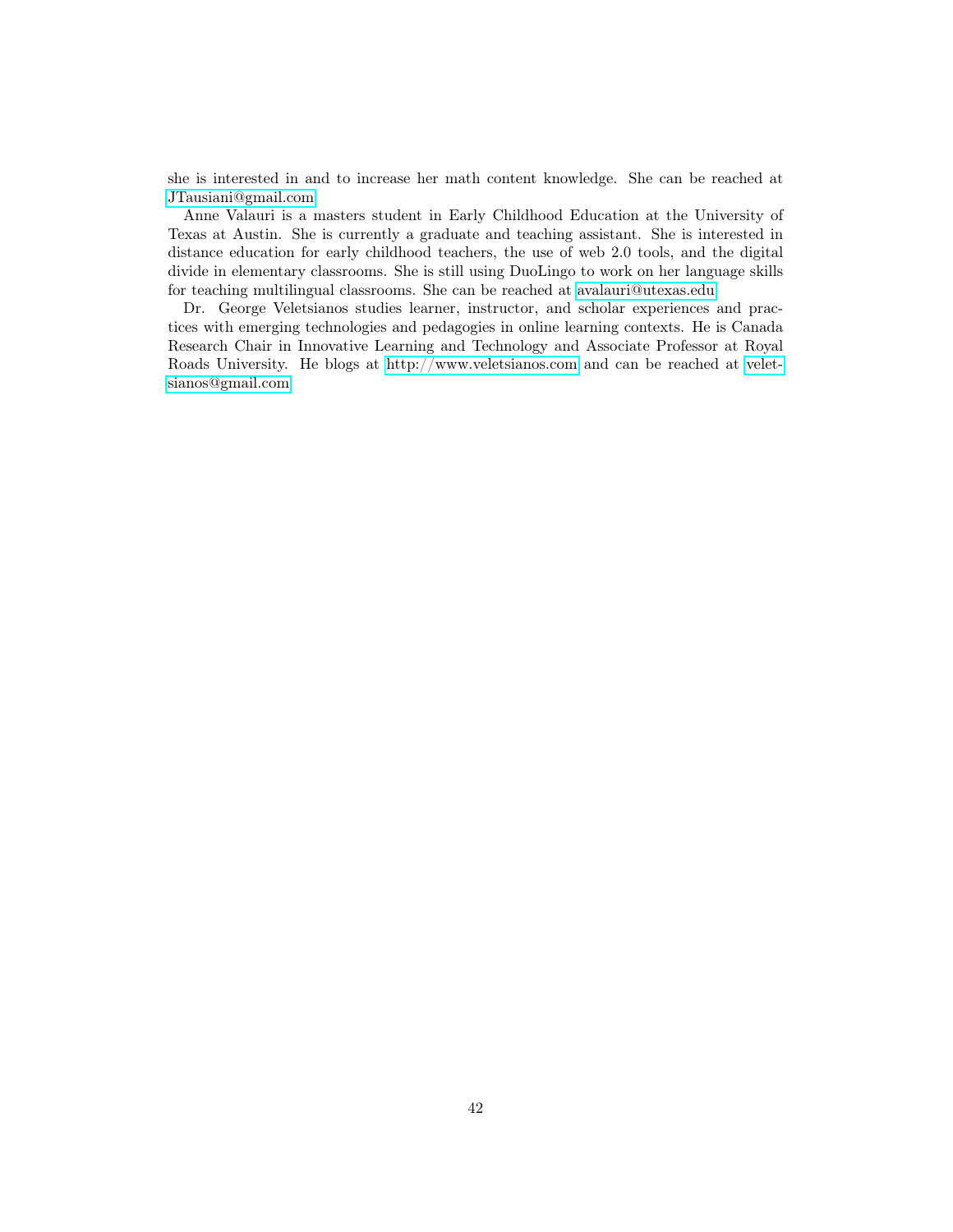she is interested in and to increase her math content knowledge. She can be reached at JTausiani@gmail.com

Anne Valauri is a masters student in Early Childhood Education at the University of Texas at Austin. She is currently a graduate and teaching assistant. She is interested in distance education for early childhood teachers, the use of web 2.0 tools, and the digital divide in elementary classrooms. She is still using DuoLingo to work on her language skills for teaching multilingual classrooms. She can be reached at avalauri@utexas.edu

Dr. George Veletsianos studies learner, instructor, and scholar experiences and practices with emerging technologies and pedagogies in online learning contexts. He is Canada Research Chair in Innovative Learning and Technology and Associate Professor at Royal Roads University. He blogs at http://www.veletsianos.com and can be reached at veletsianos@gmail.com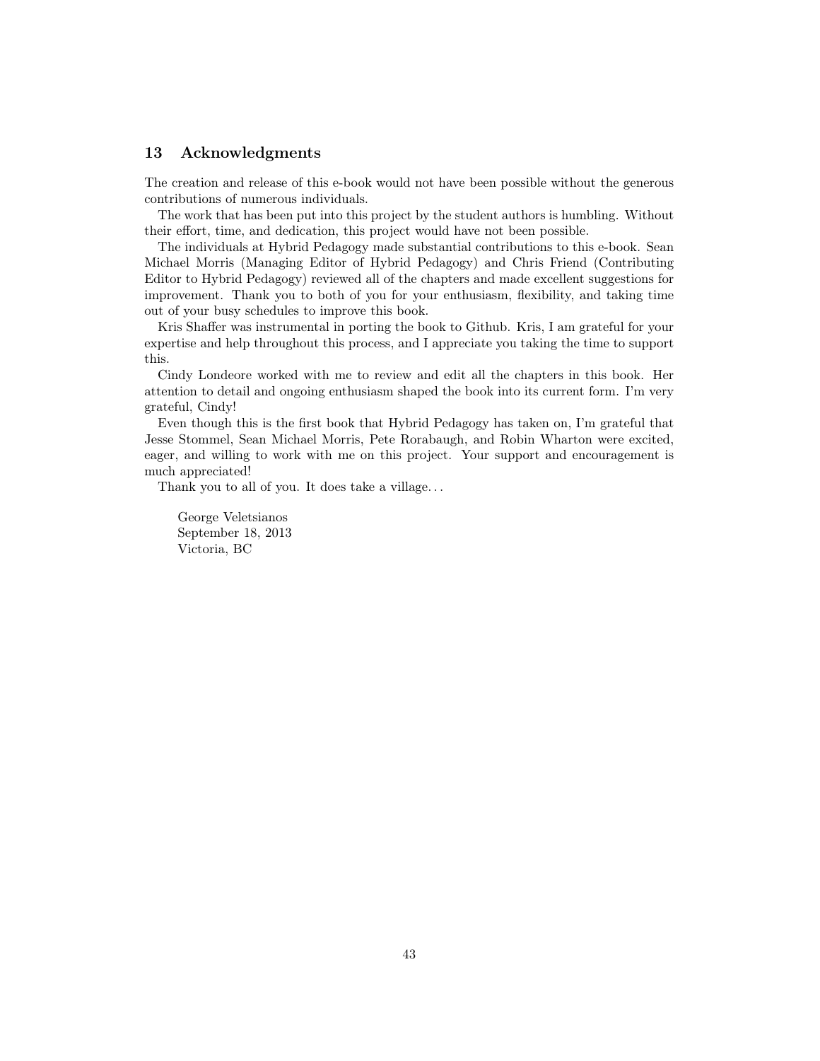## 13 Acknowledgments

The creation and release of this e-book would not have been possible without the generous contributions of numerous individuals.

The work that has been put into this project by the student authors is humbling. Without their effort, time, and dedication, this project would have not been possible.

The individuals at Hybrid Pedagogy made substantial contributions to this e-book. Sean Michael Morris (Managing Editor of Hybrid Pedagogy) and Chris Friend (Contributing Editor to Hybrid Pedagogy) reviewed all of the chapters and made excellent suggestions for improvement. Thank you to both of you for your enthusiasm, flexibility, and taking time out of your busy schedules to improve this book.

Kris Shaffer was instrumental in porting the book to Github. Kris, I am grateful for your expertise and help throughout this process, and I appreciate you taking the time to support this.

Cindy Londeore worked with me to review and edit all the chapters in this book. Her attention to detail and ongoing enthusiasm shaped the book into its current form. I'm very grateful, Cindy!

Even though this is the first book that Hybrid Pedagogy has taken on, I'm grateful that Jesse Stommel, Sean Michael Morris, Pete Rorabaugh, and Robin Wharton were excited, eager, and willing to work with me on this project. Your support and encouragement is much appreciated!

Thank you to all of you. It does take a village...

George Veletsianos
September 18, 2013
Victoria, BC